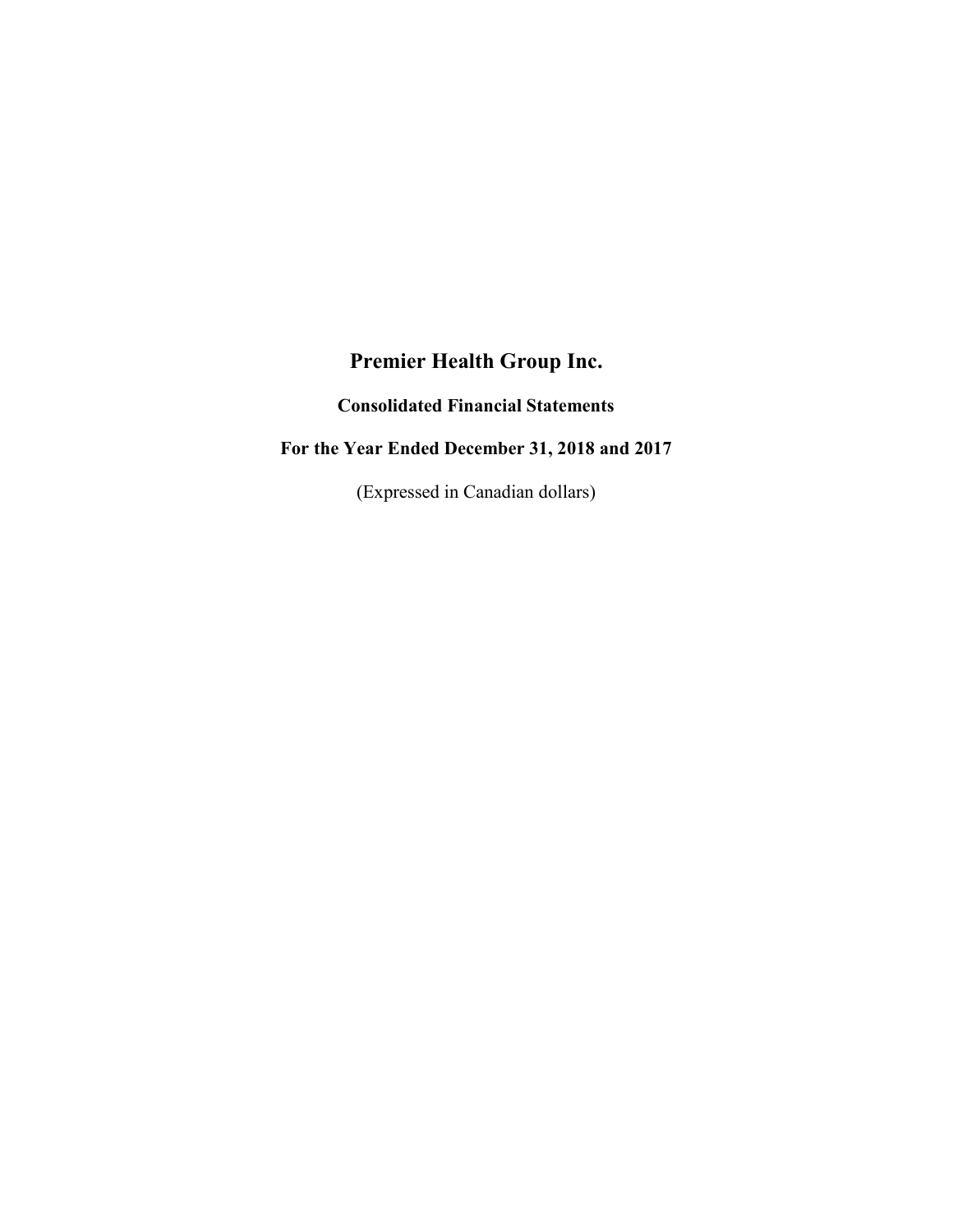# Premier Health Group Inc.

## Consolidated Financial Statements

## For the Year Ended December 31, 2018 and 2017

(Expressed in Canadian dollars)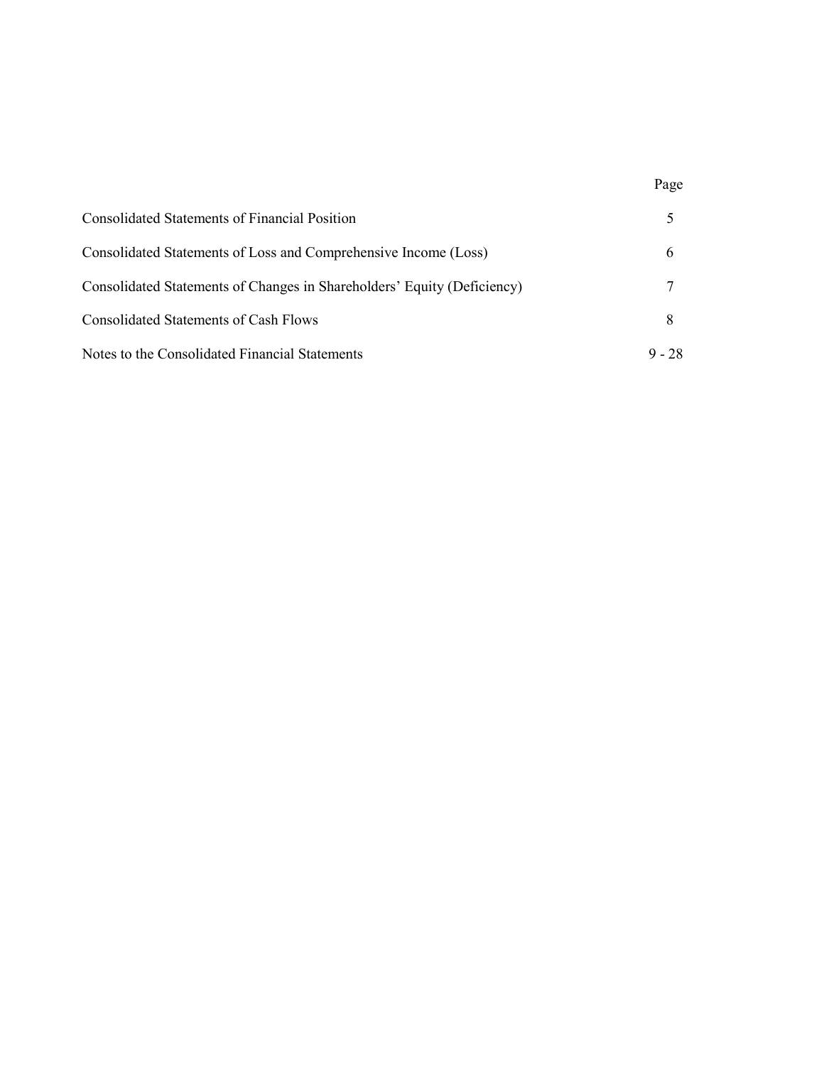|  | Page |
| --- | --- |
| Consolidated Statements of Financial Position | 5 |
| Consolidated Statements of Loss and Comprehensive Income (Loss) | 6 |
| Consolidated Statements of Changes in Shareholders' Equity (Deficiency) | 7 |
| Consolidated Statements of Cash Flows | 8 |
| Notes to the Consolidated Financial Statements | 9 - 28 |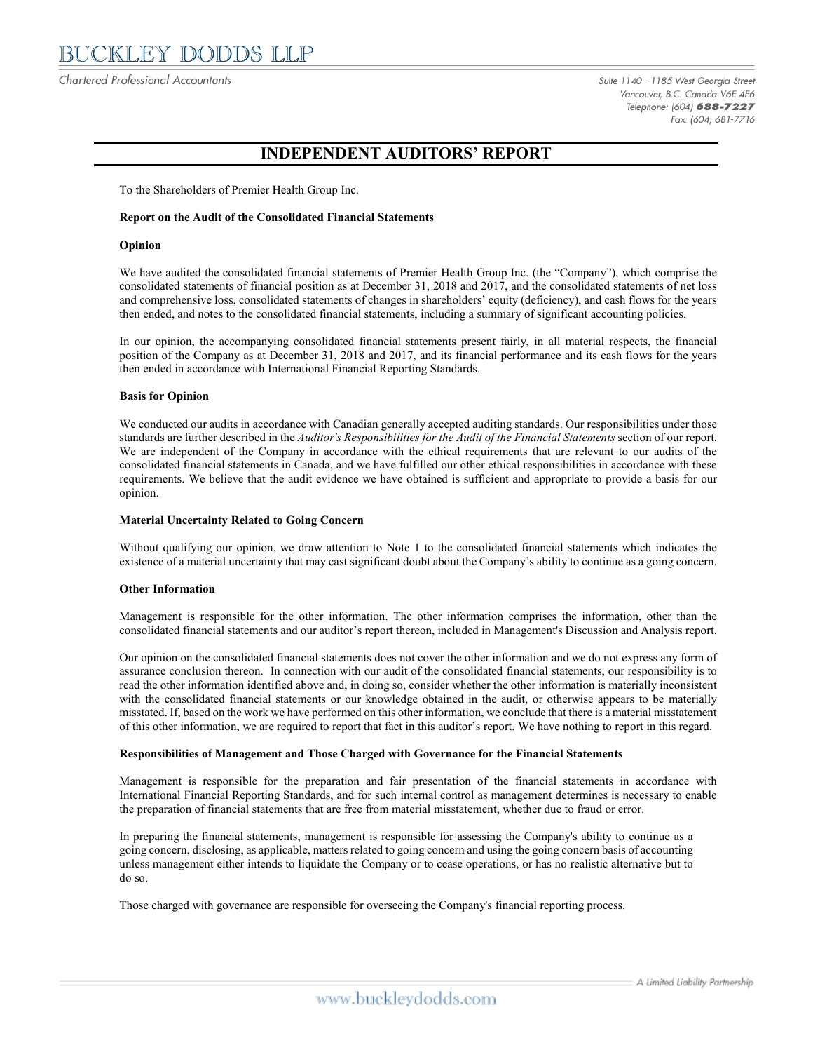# BUCKLEY DODDS LLP

*Chartered Professional Accountants*

Suite 1140 - 1185 West Georgia Street
Vancouver, B.C. Canada V6E 4E6
Telephone: (604) **688-7227**
Fax: (604) 681-7716

## INDEPENDENT AUDITORS' REPORT

To the Shareholders of Premier Health Group Inc.

**Report on the Audit of the Consolidated Financial Statements**

**Opinion**

We have audited the consolidated financial statements of Premier Health Group Inc. (the "Company"), which comprise the consolidated statements of financial position as at December 31, 2018 and 2017, and the consolidated statements of net loss and comprehensive loss, consolidated statements of changes in shareholders' equity (deficiency), and cash flows for the years then ended, and notes to the consolidated financial statements, including a summary of significant accounting policies.

In our opinion, the accompanying consolidated financial statements present fairly, in all material respects, the financial position of the Company as at December 31, 2018 and 2017, and its financial performance and its cash flows for the years then ended in accordance with International Financial Reporting Standards.

**Basis for Opinion**

We conducted our audits in accordance with Canadian generally accepted auditing standards. Our responsibilities under those standards are further described in the *Auditor's Responsibilities for the Audit of the Financial Statements* section of our report. We are independent of the Company in accordance with the ethical requirements that are relevant to our audits of the consolidated financial statements in Canada, and we have fulfilled our other ethical responsibilities in accordance with these requirements. We believe that the audit evidence we have obtained is sufficient and appropriate to provide a basis for our opinion.

**Material Uncertainty Related to Going Concern**

Without qualifying our opinion, we draw attention to Note 1 to the consolidated financial statements which indicates the existence of a material uncertainty that may cast significant doubt about the Company's ability to continue as a going concern.

**Other Information**

Management is responsible for the other information. The other information comprises the information, other than the consolidated financial statements and our auditor's report thereon, included in Management's Discussion and Analysis report.

Our opinion on the consolidated financial statements does not cover the other information and we do not express any form of assurance conclusion thereon. In connection with our audit of the consolidated financial statements, our responsibility is to read the other information identified above and, in doing so, consider whether the other information is materially inconsistent with the consolidated financial statements or our knowledge obtained in the audit, or otherwise appears to be materially misstated. If, based on the work we have performed on this other information, we conclude that there is a material misstatement of this other information, we are required to report that fact in this auditor's report. We have nothing to report in this regard.

**Responsibilities of Management and Those Charged with Governance for the Financial Statements**

Management is responsible for the preparation and fair presentation of the financial statements in accordance with International Financial Reporting Standards, and for such internal control as management determines is necessary to enable the preparation of financial statements that are free from material misstatement, whether due to fraud or error.

In preparing the financial statements, management is responsible for assessing the Company's ability to continue as a going concern, disclosing, as applicable, matters related to going concern and using the going concern basis of accounting unless management either intends to liquidate the Company or to cease operations, or has no realistic alternative but to do so.

Those charged with governance are responsible for overseeing the Company's financial reporting process.

A Limited Liability Partnership

www.buckleydodds.com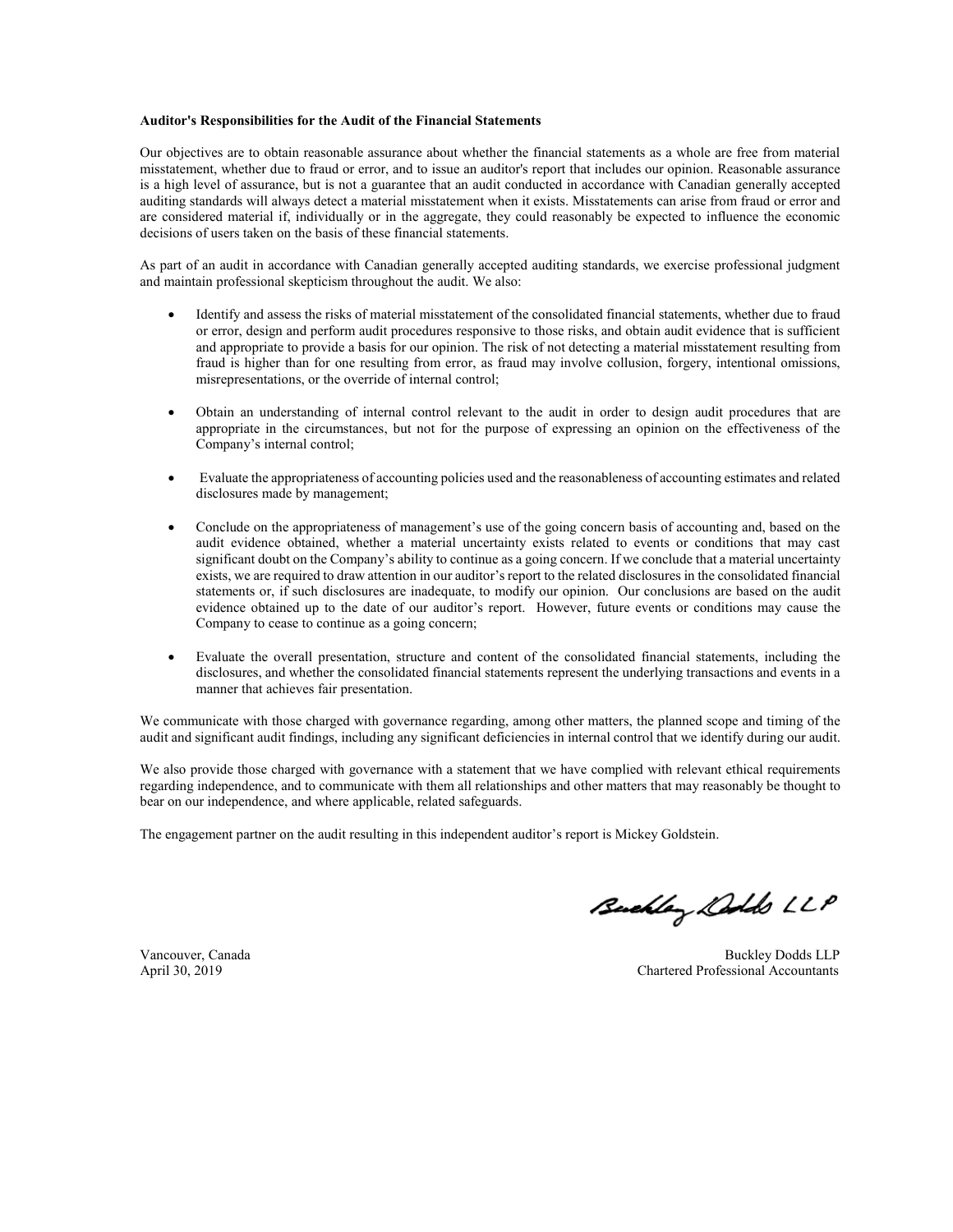**Auditor's Responsibilities for the Audit of the Financial Statements**

Our objectives are to obtain reasonable assurance about whether the financial statements as a whole are free from material misstatement, whether due to fraud or error, and to issue an auditor's report that includes our opinion. Reasonable assurance is a high level of assurance, but is not a guarantee that an audit conducted in accordance with Canadian generally accepted auditing standards will always detect a material misstatement when it exists. Misstatements can arise from fraud or error and are considered material if, individually or in the aggregate, they could reasonably be expected to influence the economic decisions of users taken on the basis of these financial statements.

As part of an audit in accordance with Canadian generally accepted auditing standards, we exercise professional judgment and maintain professional skepticism throughout the audit. We also:

- Identify and assess the risks of material misstatement of the consolidated financial statements, whether due to fraud or error, design and perform audit procedures responsive to those risks, and obtain audit evidence that is sufficient and appropriate to provide a basis for our opinion. The risk of not detecting a material misstatement resulting from fraud is higher than for one resulting from error, as fraud may involve collusion, forgery, intentional omissions, misrepresentations, or the override of internal control;

- Obtain an understanding of internal control relevant to the audit in order to design audit procedures that are appropriate in the circumstances, but not for the purpose of expressing an opinion on the effectiveness of the Company's internal control;

- Evaluate the appropriateness of accounting policies used and the reasonableness of accounting estimates and related disclosures made by management;

- Conclude on the appropriateness of management's use of the going concern basis of accounting and, based on the audit evidence obtained, whether a material uncertainty exists related to events or conditions that may cast significant doubt on the Company's ability to continue as a going concern. If we conclude that a material uncertainty exists, we are required to draw attention in our auditor's report to the related disclosures in the consolidated financial statements or, if such disclosures are inadequate, to modify our opinion. Our conclusions are based on the audit evidence obtained up to the date of our auditor's report. However, future events or conditions may cause the Company to cease to continue as a going concern;

- Evaluate the overall presentation, structure and content of the consolidated financial statements, including the disclosures, and whether the consolidated financial statements represent the underlying transactions and events in a manner that achieves fair presentation.

We communicate with those charged with governance regarding, among other matters, the planned scope and timing of the audit and significant audit findings, including any significant deficiencies in internal control that we identify during our audit.

We also provide those charged with governance with a statement that we have complied with relevant ethical requirements regarding independence, and to communicate with them all relationships and other matters that may reasonably be thought to bear on our independence, and where applicable, related safeguards.

The engagement partner on the audit resulting in this independent auditor's report is Mickey Goldstein.

Buckley Dodds LLP

Vancouver, Canada
April 30, 2019

Buckley Dodds LLP
Chartered Professional Accountants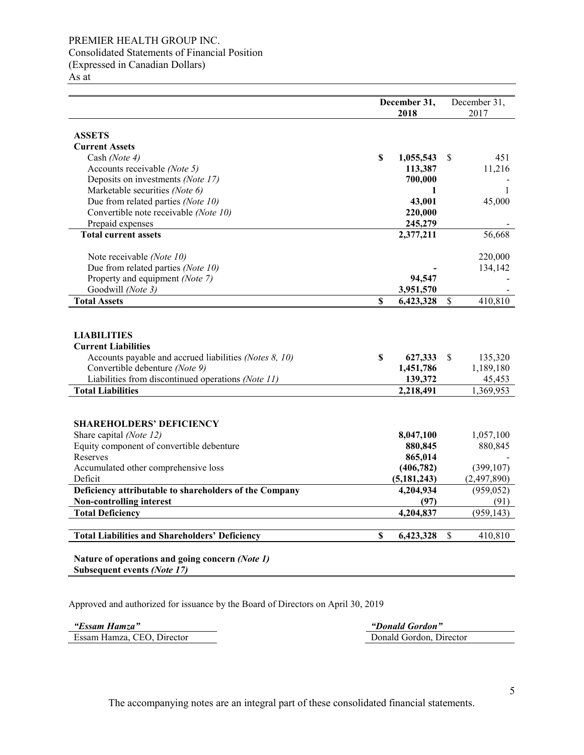PREMIER HEALTH GROUP INC.
Consolidated Statements of Financial Position
(Expressed in Canadian Dollars)
As at

| | December 31, 2018 | December 31, 2017 |
|---|---|---|
| **ASSETS** | | |
| **Current Assets** | | |
| Cash *(Note 4)* | **$ 1,055,543** | $ 451 |
| Accounts receivable *(Note 5)* | **113,387** | 11,216 |
| Deposits on investments *(Note 17)* | **700,000** | - |
| Marketable securities *(Note 6)* | **1** | 1 |
| Due from related parties *(Note 10)* | **43,001** | 45,000 |
| Convertible note receivable *(Note 10)* | **220,000** | |
| Prepaid expenses | **245,279** | - |
| **Total current assets** | **2,377,211** | 56,668 |
| Note receivable *(Note 10)* | | 220,000 |
| Due from related parties *(Note 10)* | **-** | 134,142 |
| Property and equipment *(Note 7)* | **94,547** | - |
| Goodwill *(Note 3)* | **3,951,570** | - |
| **Total Assets** | **$ 6,423,328** | $ 410,810 |
| **LIABILITIES** | | |
| **Current Liabilities** | | |
| Accounts payable and accrued liabilities *(Notes 8, 10)* | **$ 627,333** | $ 135,320 |
| Convertible debenture *(Note 9)* | **1,451,786** | 1,189,180 |
| Liabilities from discontinued operations *(Note 11)* | **139,372** | 45,453 |
| **Total Liabilities** | **2,218,491** | 1,369,953 |
| **SHAREHOLDERS' DEFICIENCY** | | |
| Share capital *(Note 12)* | **8,047,100** | 1,057,100 |
| Equity component of convertible debenture | **880,845** | 880,845 |
| Reserves | **865,014** | - |
| Accumulated other comprehensive loss | **(406,782)** | (399,107) |
| Deficit | **(5,181,243)** | (2,497,890) |
| **Deficiency attributable to shareholders of the Company** | **4,204,934** | (959,052) |
| **Non-controlling interest** | **(97)** | (91) |
| **Total Deficiency** | **4,204,837** | (959,143) |
| **Total Liabilities and Shareholders' Deficiency** | **$ 6,423,328** | $ 410,810 |

**Nature of operations and going concern *(Note 1)***
**Subsequent events *(Note 17)***

Approved and authorized for issuance by the Board of Directors on April 30, 2019

| ***"Essam Hamza"*** | ***"Donald Gordon"*** |
|---|---|
| Essam Hamza, CEO, Director | Donald Gordon, Director |

The accompanying notes are an integral part of these consolidated financial statements.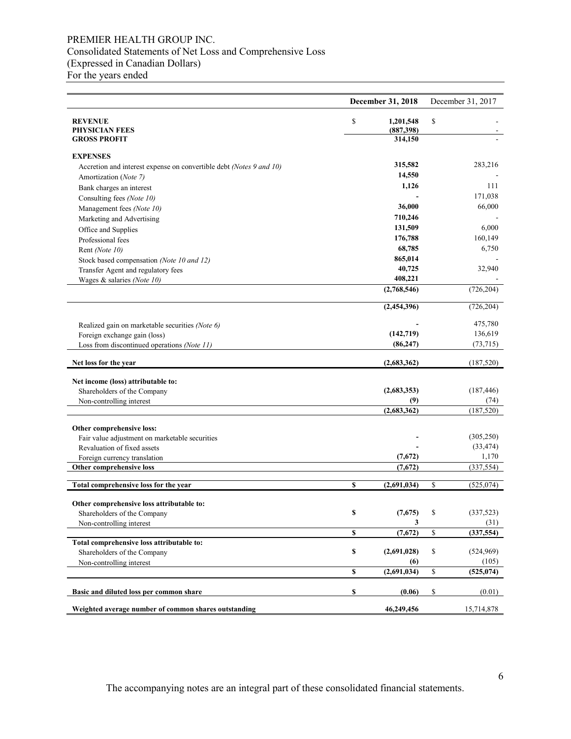# PREMIER HEALTH GROUP INC.
## Consolidated Statements of Net Loss and Comprehensive Loss
## (Expressed in Canadian Dollars)
## For the years ended

| | December 31, 2018 | December 31, 2017 |
|---|---|---|
| **REVENUE** | $ **1,201,548** | $ - |
| **PHYSICIAN FEES** | **(887,398)** | - |
| **GROSS PROFIT** | **314,150** | - |
| **EXPENSES** | | |
| Accretion and interest expense on convertible debt *(Notes 9 and 10)* | **315,582** | 283,216 |
| Amortization (*Note 7)* | **14,550** | - |
| Bank charges an interest | **1,126** | 111 |
| Consulting fees *(Note 10)* | **-** | 171,038 |
| Management fees *(Note 10)* | **36,000** | 66,000 |
| Marketing and Advertising | **710,246** | - |
| Office and Supplies | **131,509** | 6,000 |
| Professional fees | **176,788** | 160,149 |
| Rent *(Note 10)* | **68,785** | 6,750 |
| Stock based compensation *(Note 10 and 12)* | **865,014** | - |
| Transfer Agent and regulatory fees | **40,725** | 32,940 |
| Wages & salaries *(Note 10)* | **408,221** | - |
| | **(2,768,546)** | (726,204) |
| | **(2,454,396)** | (726,204) |
| Realized gain on marketable securities *(Note 6)* | **-** | 475,780 |
| Foreign exchange gain (loss) | **(142,719)** | 136,619 |
| Loss from discontinued operations *(Note 11)* | **(86,247)** | (73,715) |
| **Net loss for the year** | **(2,683,362)** | (187,520) |
| **Net income (loss) attributable to:** | | |
| Shareholders of the Company | **(2,683,353)** | (187,446) |
| Non-controlling interest | **(9)** | (74) |
| | **(2,683,362)** | (187,520) |
| **Other comprehensive loss:** | | |
| Fair value adjustment on marketable securities | **-** | (305,250) |
| Revaluation of fixed assets | **-** | (33,474) |
| Foreign currency translation | **(7,672)** | 1,170 |
| **Other comprehensive loss** | **(7,672)** | (337,554) |
| **Total comprehensive loss for the year** | **$ (2,691,034)** | $ (525,074) |
| **Other comprehensive loss attributable to:** | | |
| Shareholders of the Company | **$ (7,675)** | $ (337,523) |
| Non-controlling interest | **3** | (31) |
| | **$ (7,672)** | $ **(337,554)** |
| **Total comprehensive loss attributable to:** | | |
| Shareholders of the Company | **$ (2,691,028)** | $ (524,969) |
| Non-controlling interest | **(6)** | (105) |
| | **$ (2,691,034)** | $ **(525,074)** |
| **Basic and diluted loss per common share** | **$ (0.06)** | $ (0.01) |
| **Weighted average number of common shares outstanding** | **46,249,456** | 15,714,878 |

The accompanying notes are an integral part of these consolidated financial statements.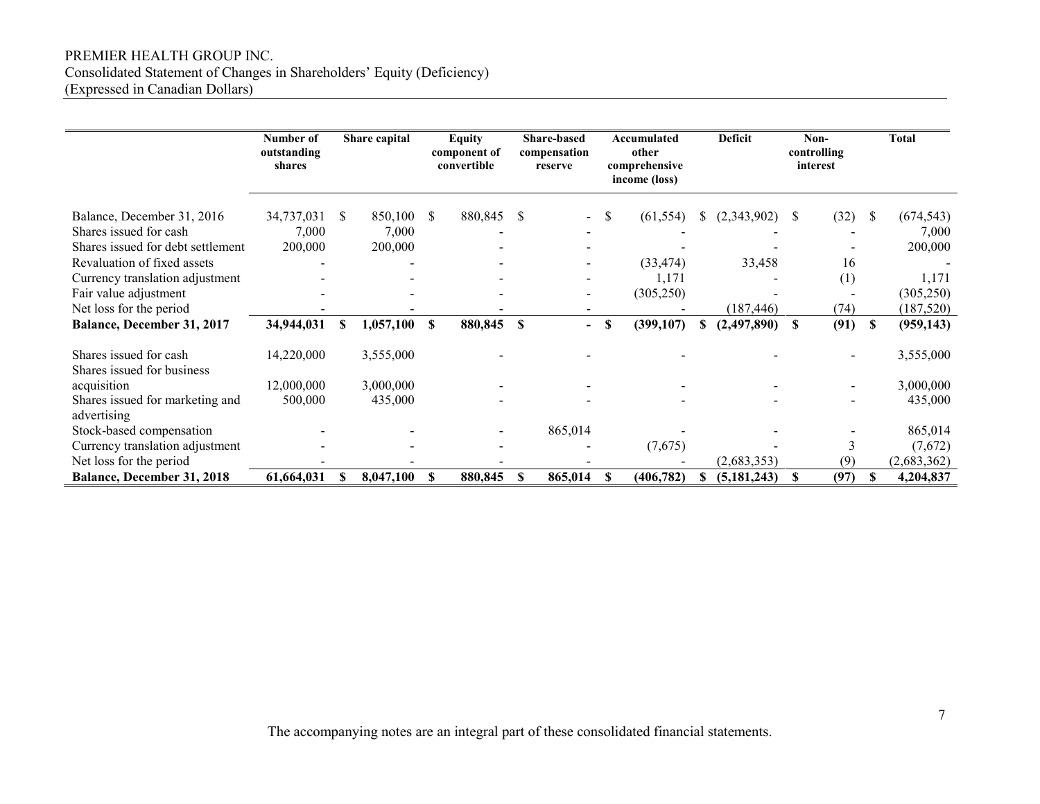PREMIER HEALTH GROUP INC.
Consolidated Statement of Changes in Shareholders' Equity (Deficiency)
(Expressed in Canadian Dollars)

| | Number of outstanding shares | Share capital | Equity component of convertible | Share-based compensation reserve | Accumulated other comprehensive income (loss) | Deficit | Non-controlling interest | Total |
|---|---|---|---|---|---|---|---|---|
| Balance, December 31, 2016 | 34,737,031 | $ 850,100 | $ 880,845 | $ - | $ (61,554) | $ (2,343,902) | $ (32) | $ (674,543) |
| Shares issued for cash | 7,000 | 7,000 | - | - | - | - | - | 7,000 |
| Shares issued for debt settlement | 200,000 | 200,000 | - | - | - | - | - | 200,000 |
| Revaluation of fixed assets | - | - | - | - | (33,474) | 33,458 | 16 | - |
| Currency translation adjustment | - | - | - | - | 1,171 | - | (1) | 1,171 |
| Fair value adjustment | - | - | - | - | (305,250) | - | - | (305,250) |
| Net loss for the period | - | - | - | - | - | (187,446) | (74) | (187,520) |
| **Balance, December 31, 2017** | **34,944,031** | **$ 1,057,100** | **$ 880,845** | **$ -** | **$ (399,107)** | **$ (2,497,890)** | **$ (91)** | **$ (959,143)** |
| Shares issued for cash | 14,220,000 | 3,555,000 | - | - | - | - | - | 3,555,000 |
| Shares issued for business acquisition | 12,000,000 | 3,000,000 | - | - | - | - | - | 3,000,000 |
| Shares issued for marketing and advertising | 500,000 | 435,000 | - | - | - | - | - | 435,000 |
| Stock-based compensation | - | - | - | 865,014 | - | - | - | 865,014 |
| Currency translation adjustment | - | - | - | - | (7,675) | - | 3 | (7,672) |
| Net loss for the period | - | - | - | - | - | (2,683,353) | (9) | (2,683,362) |
| **Balance, December 31, 2018** | **61,664,031** | **$ 8,047,100** | **$ 880,845** | **$ 865,014** | **$ (406,782)** | **$ (5,181,243)** | **$ (97)** | **$ 4,204,837** |

The accompanying notes are an integral part of these consolidated financial statements.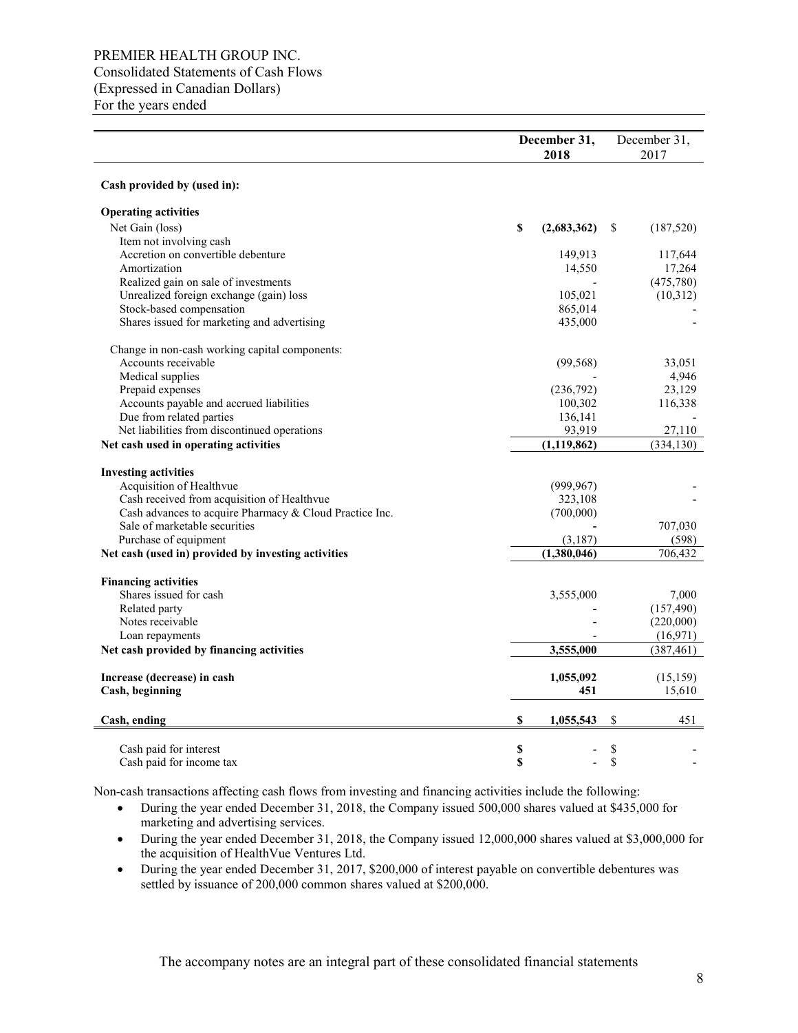PREMIER HEALTH GROUP INC.
Consolidated Statements of Cash Flows
(Expressed in Canadian Dollars)
For the years ended

| | **December 31, 2018** | December 31, 2017 |
|---|---|---|
| **Cash provided by (used in):** | | |
| **Operating activities** | | |
| Net Gain (loss) | **$ (2,683,362)** | $ (187,520) |
| Item not involving cash | | |
| Accretion on convertible debenture | 149,913 | 117,644 |
| Amortization | 14,550 | 17,264 |
| Realized gain on sale of investments | - | (475,780) |
| Unrealized foreign exchange (gain) loss | 105,021 | (10,312) |
| Stock-based compensation | 865,014 | - |
| Shares issued for marketing and advertising | 435,000 | - |
| Change in non-cash working capital components: | | |
| Accounts receivable | (99,568) | 33,051 |
| Medical supplies | - | 4,946 |
| Prepaid expenses | (236,792) | 23,129 |
| Accounts payable and accrued liabilities | 100,302 | 116,338 |
| Due from related parties | 136,141 | - |
| Net liabilities from discontinued operations | 93,919 | 27,110 |
| **Net cash used in operating activities** | **(1,119,862)** | (334,130) |
| **Investing activities** | | |
| Acquisition of Healthvue | (999,967) | - |
| Cash received from acquisition of Healthvue | 323,108 | - |
| Cash advances to acquire Pharmacy & Cloud Practice Inc. | (700,000) | |
| Sale of marketable securities | **-** | 707,030 |
| Purchase of equipment | (3,187) | (598) |
| **Net cash (used in) provided by investing activities** | **(1,380,046)** | 706,432 |
| **Financing activities** | | |
| Shares issued for cash | 3,555,000 | 7,000 |
| Related party | **-** | (157,490) |
| Notes receivable | **-** | (220,000) |
| Loan repayments | - | (16,971) |
| **Net cash provided by financing activities** | **3,555,000** | (387,461) |
| **Increase (decrease) in cash** | **1,055,092** | (15,159) |
| **Cash, beginning** | **451** | 15,610 |
| **Cash, ending** | **$ 1,055,543** | $ 451 |
| Cash paid for interest | **$ -** | $ - |
| Cash paid for income tax | **$ -** | $ - |

Non-cash transactions affecting cash flows from investing and financing activities include the following:

- During the year ended December 31, 2018, the Company issued 500,000 shares valued at $435,000 for marketing and advertising services.
- During the year ended December 31, 2018, the Company issued 12,000,000 shares valued at $3,000,000 for the acquisition of HealthVue Ventures Ltd.
- During the year ended December 31, 2017, $200,000 of interest payable on convertible debentures was settled by issuance of 200,000 common shares valued at $200,000.

The accompany notes are an integral part of these consolidated financial statements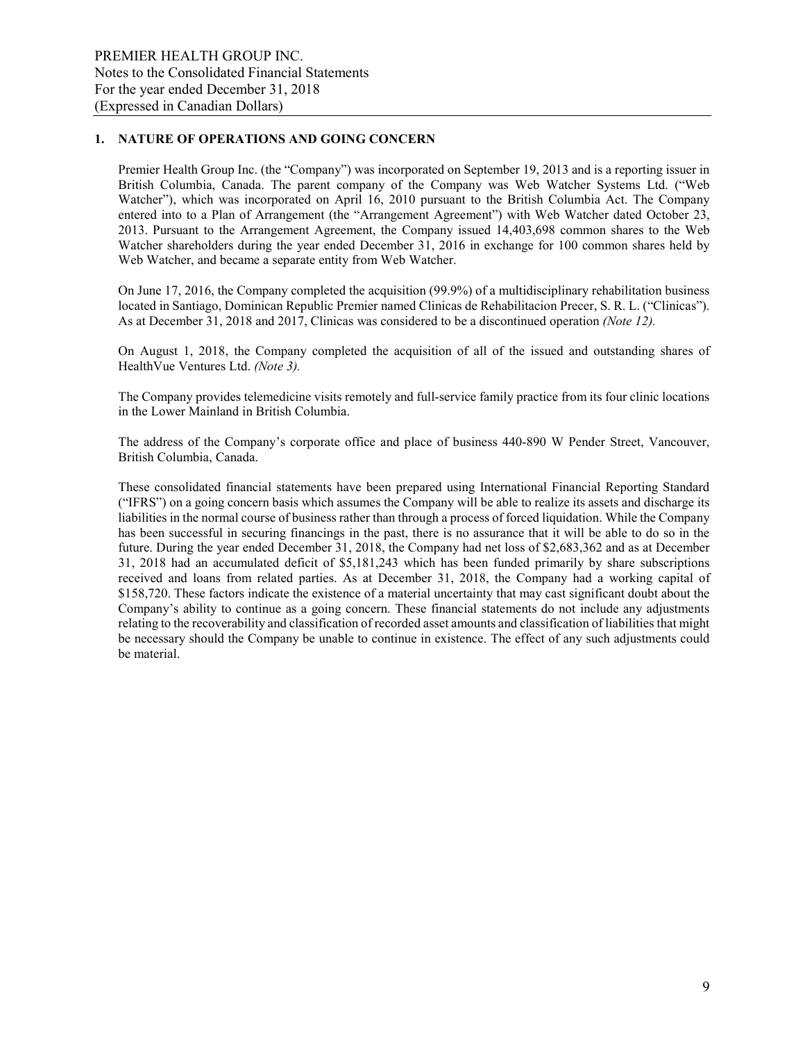## 1. NATURE OF OPERATIONS AND GOING CONCERN

Premier Health Group Inc. (the "Company") was incorporated on September 19, 2013 and is a reporting issuer in British Columbia, Canada. The parent company of the Company was Web Watcher Systems Ltd. ("Web Watcher"), which was incorporated on April 16, 2010 pursuant to the British Columbia Act. The Company entered into to a Plan of Arrangement (the "Arrangement Agreement") with Web Watcher dated October 23, 2013. Pursuant to the Arrangement Agreement, the Company issued 14,403,698 common shares to the Web Watcher shareholders during the year ended December 31, 2016 in exchange for 100 common shares held by Web Watcher, and became a separate entity from Web Watcher.

On June 17, 2016, the Company completed the acquisition (99.9%) of a multidisciplinary rehabilitation business located in Santiago, Dominican Republic Premier named Clinicas de Rehabilitacion Precer, S. R. L. ("Clinicas"). As at December 31, 2018 and 2017, Clinicas was considered to be a discontinued operation *(Note 12).*

On August 1, 2018, the Company completed the acquisition of all of the issued and outstanding shares of HealthVue Ventures Ltd. *(Note 3).*

The Company provides telemedicine visits remotely and full-service family practice from its four clinic locations in the Lower Mainland in British Columbia.

The address of the Company's corporate office and place of business 440-890 W Pender Street, Vancouver, British Columbia, Canada.

These consolidated financial statements have been prepared using International Financial Reporting Standard ("IFRS") on a going concern basis which assumes the Company will be able to realize its assets and discharge its liabilities in the normal course of business rather than through a process of forced liquidation. While the Company has been successful in securing financings in the past, there is no assurance that it will be able to do so in the future. During the year ended December 31, 2018, the Company had net loss of $2,683,362 and as at December 31, 2018 had an accumulated deficit of $5,181,243 which has been funded primarily by share subscriptions received and loans from related parties. As at December 31, 2018, the Company had a working capital of $158,720. These factors indicate the existence of a material uncertainty that may cast significant doubt about the Company's ability to continue as a going concern. These financial statements do not include any adjustments relating to the recoverability and classification of recorded asset amounts and classification of liabilities that might be necessary should the Company be unable to continue in existence. The effect of any such adjustments could be material.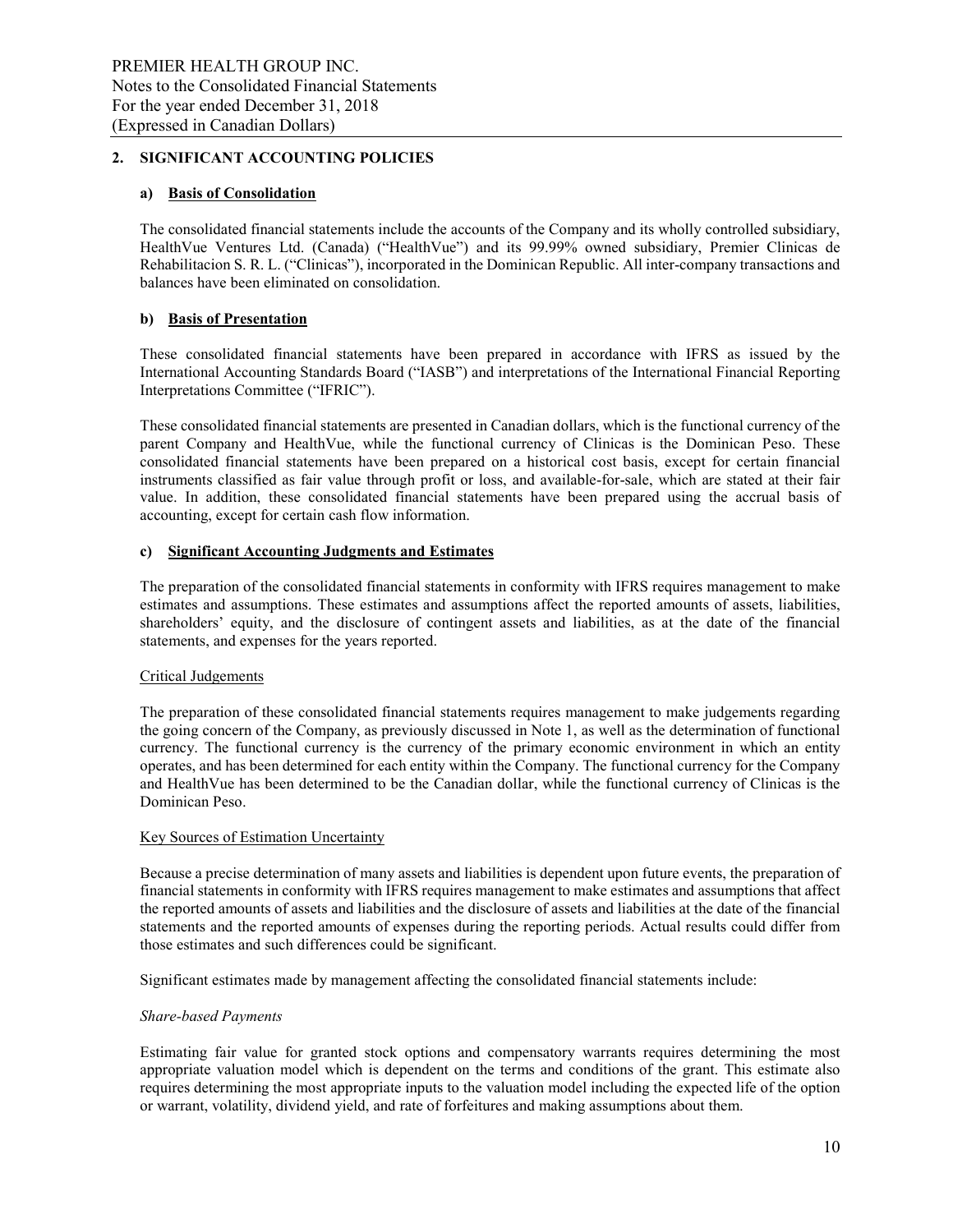## 2. SIGNIFICANT ACCOUNTING POLICIES

### a) Basis of Consolidation

The consolidated financial statements include the accounts of the Company and its wholly controlled subsidiary, HealthVue Ventures Ltd. (Canada) ("HealthVue") and its 99.99% owned subsidiary, Premier Clinicas de Rehabilitacion S. R. L. ("Clinicas"), incorporated in the Dominican Republic. All inter-company transactions and balances have been eliminated on consolidation.

### b) Basis of Presentation

These consolidated financial statements have been prepared in accordance with IFRS as issued by the International Accounting Standards Board ("IASB") and interpretations of the International Financial Reporting Interpretations Committee ("IFRIC").

These consolidated financial statements are presented in Canadian dollars, which is the functional currency of the parent Company and HealthVue, while the functional currency of Clinicas is the Dominican Peso. These consolidated financial statements have been prepared on a historical cost basis, except for certain financial instruments classified as fair value through profit or loss, and available-for-sale, which are stated at their fair value. In addition, these consolidated financial statements have been prepared using the accrual basis of accounting, except for certain cash flow information.

### c) Significant Accounting Judgments and Estimates

The preparation of the consolidated financial statements in conformity with IFRS requires management to make estimates and assumptions. These estimates and assumptions affect the reported amounts of assets, liabilities, shareholders' equity, and the disclosure of contingent assets and liabilities, as at the date of the financial statements, and expenses for the years reported.

#### Critical Judgements

The preparation of these consolidated financial statements requires management to make judgements regarding the going concern of the Company, as previously discussed in Note 1, as well as the determination of functional currency. The functional currency is the currency of the primary economic environment in which an entity operates, and has been determined for each entity within the Company. The functional currency for the Company and HealthVue has been determined to be the Canadian dollar, while the functional currency of Clinicas is the Dominican Peso.

#### Key Sources of Estimation Uncertainty

Because a precise determination of many assets and liabilities is dependent upon future events, the preparation of financial statements in conformity with IFRS requires management to make estimates and assumptions that affect the reported amounts of assets and liabilities and the disclosure of assets and liabilities at the date of the financial statements and the reported amounts of expenses during the reporting periods. Actual results could differ from those estimates and such differences could be significant.

Significant estimates made by management affecting the consolidated financial statements include:

*Share-based Payments*

Estimating fair value for granted stock options and compensatory warrants requires determining the most appropriate valuation model which is dependent on the terms and conditions of the grant. This estimate also requires determining the most appropriate inputs to the valuation model including the expected life of the option or warrant, volatility, dividend yield, and rate of forfeitures and making assumptions about them.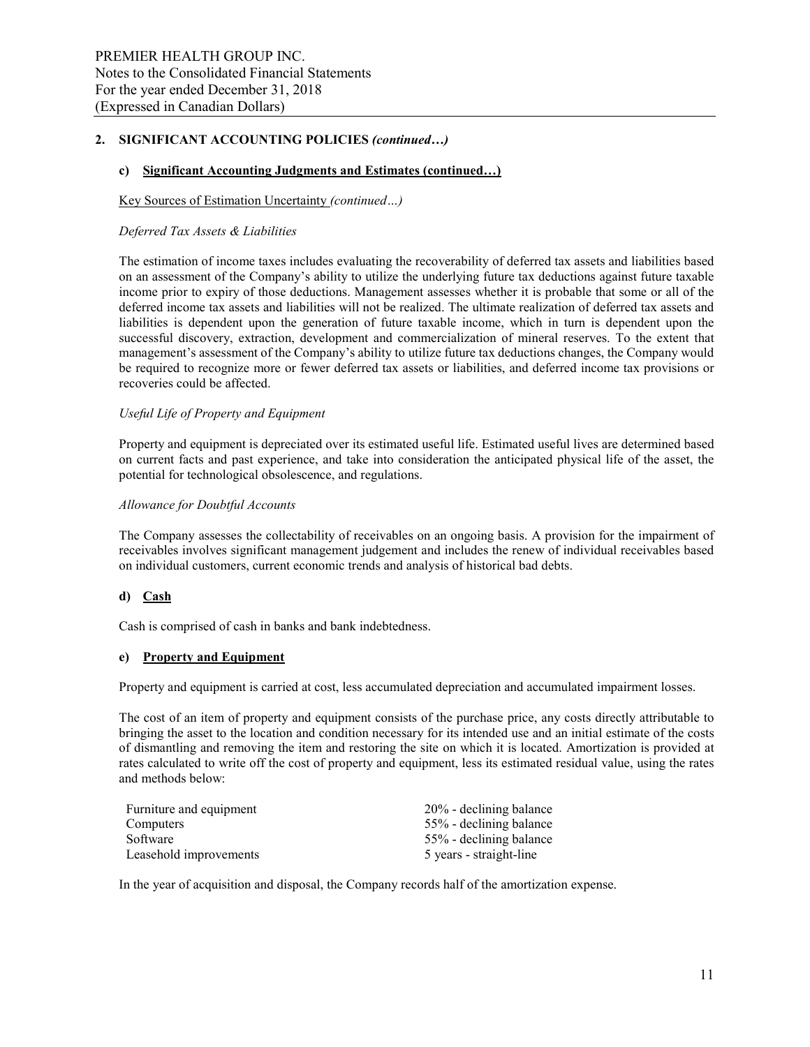## 2. SIGNIFICANT ACCOUNTING POLICIES *(continued…)*

### c) Significant Accounting Judgments and Estimates (continued…)

Key Sources of Estimation Uncertainty *(continued…)*

*Deferred Tax Assets & Liabilities*

The estimation of income taxes includes evaluating the recoverability of deferred tax assets and liabilities based on an assessment of the Company's ability to utilize the underlying future tax deductions against future taxable income prior to expiry of those deductions. Management assesses whether it is probable that some or all of the deferred income tax assets and liabilities will not be realized. The ultimate realization of deferred tax assets and liabilities is dependent upon the generation of future taxable income, which in turn is dependent upon the successful discovery, extraction, development and commercialization of mineral reserves. To the extent that management's assessment of the Company's ability to utilize future tax deductions changes, the Company would be required to recognize more or fewer deferred tax assets or liabilities, and deferred income tax provisions or recoveries could be affected.

*Useful Life of Property and Equipment*

Property and equipment is depreciated over its estimated useful life. Estimated useful lives are determined based on current facts and past experience, and take into consideration the anticipated physical life of the asset, the potential for technological obsolescence, and regulations.

*Allowance for Doubtful Accounts*

The Company assesses the collectability of receivables on an ongoing basis. A provision for the impairment of receivables involves significant management judgement and includes the renew of individual receivables based on individual customers, current economic trends and analysis of historical bad debts.

### d) Cash

Cash is comprised of cash in banks and bank indebtedness.

### e) Property and Equipment

Property and equipment is carried at cost, less accumulated depreciation and accumulated impairment losses.

The cost of an item of property and equipment consists of the purchase price, any costs directly attributable to bringing the asset to the location and condition necessary for its intended use and an initial estimate of the costs of dismantling and removing the item and restoring the site on which it is located. Amortization is provided at rates calculated to write off the cost of property and equipment, less its estimated residual value, using the rates and methods below:

| | |
|---|---|
| Furniture and equipment | 20% - declining balance |
| Computers | 55% - declining balance |
| Software | 55% - declining balance |
| Leasehold improvements | 5 years - straight-line |

In the year of acquisition and disposal, the Company records half of the amortization expense.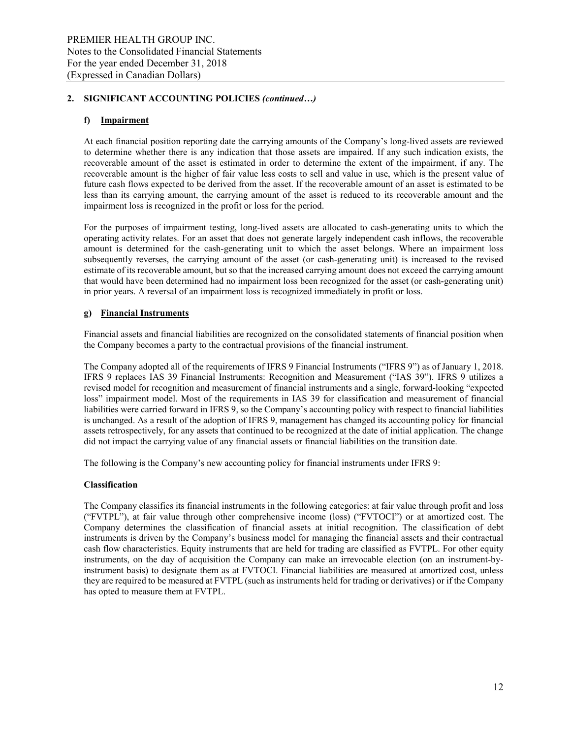## 2. SIGNIFICANT ACCOUNTING POLICIES *(continued…)*

### f) Impairment

At each financial position reporting date the carrying amounts of the Company's long-lived assets are reviewed to determine whether there is any indication that those assets are impaired. If any such indication exists, the recoverable amount of the asset is estimated in order to determine the extent of the impairment, if any. The recoverable amount is the higher of fair value less costs to sell and value in use, which is the present value of future cash flows expected to be derived from the asset. If the recoverable amount of an asset is estimated to be less than its carrying amount, the carrying amount of the asset is reduced to its recoverable amount and the impairment loss is recognized in the profit or loss for the period.

For the purposes of impairment testing, long-lived assets are allocated to cash-generating units to which the operating activity relates. For an asset that does not generate largely independent cash inflows, the recoverable amount is determined for the cash-generating unit to which the asset belongs. Where an impairment loss subsequently reverses, the carrying amount of the asset (or cash-generating unit) is increased to the revised estimate of its recoverable amount, but so that the increased carrying amount does not exceed the carrying amount that would have been determined had no impairment loss been recognized for the asset (or cash-generating unit) in prior years. A reversal of an impairment loss is recognized immediately in profit or loss.

### g) Financial Instruments

Financial assets and financial liabilities are recognized on the consolidated statements of financial position when the Company becomes a party to the contractual provisions of the financial instrument.

The Company adopted all of the requirements of IFRS 9 Financial Instruments ("IFRS 9") as of January 1, 2018. IFRS 9 replaces IAS 39 Financial Instruments: Recognition and Measurement ("IAS 39"). IFRS 9 utilizes a revised model for recognition and measurement of financial instruments and a single, forward-looking "expected loss" impairment model. Most of the requirements in IAS 39 for classification and measurement of financial liabilities were carried forward in IFRS 9, so the Company's accounting policy with respect to financial liabilities is unchanged. As a result of the adoption of IFRS 9, management has changed its accounting policy for financial assets retrospectively, for any assets that continued to be recognized at the date of initial application. The change did not impact the carrying value of any financial assets or financial liabilities on the transition date.

The following is the Company's new accounting policy for financial instruments under IFRS 9:

**Classification**

The Company classifies its financial instruments in the following categories: at fair value through profit and loss ("FVTPL"), at fair value through other comprehensive income (loss) ("FVTOCI") or at amortized cost. The Company determines the classification of financial assets at initial recognition. The classification of debt instruments is driven by the Company's business model for managing the financial assets and their contractual cash flow characteristics. Equity instruments that are held for trading are classified as FVTPL. For other equity instruments, on the day of acquisition the Company can make an irrevocable election (on an instrument-by-instrument basis) to designate them as at FVTOCI. Financial liabilities are measured at amortized cost, unless they are required to be measured at FVTPL (such as instruments held for trading or derivatives) or if the Company has opted to measure them at FVTPL.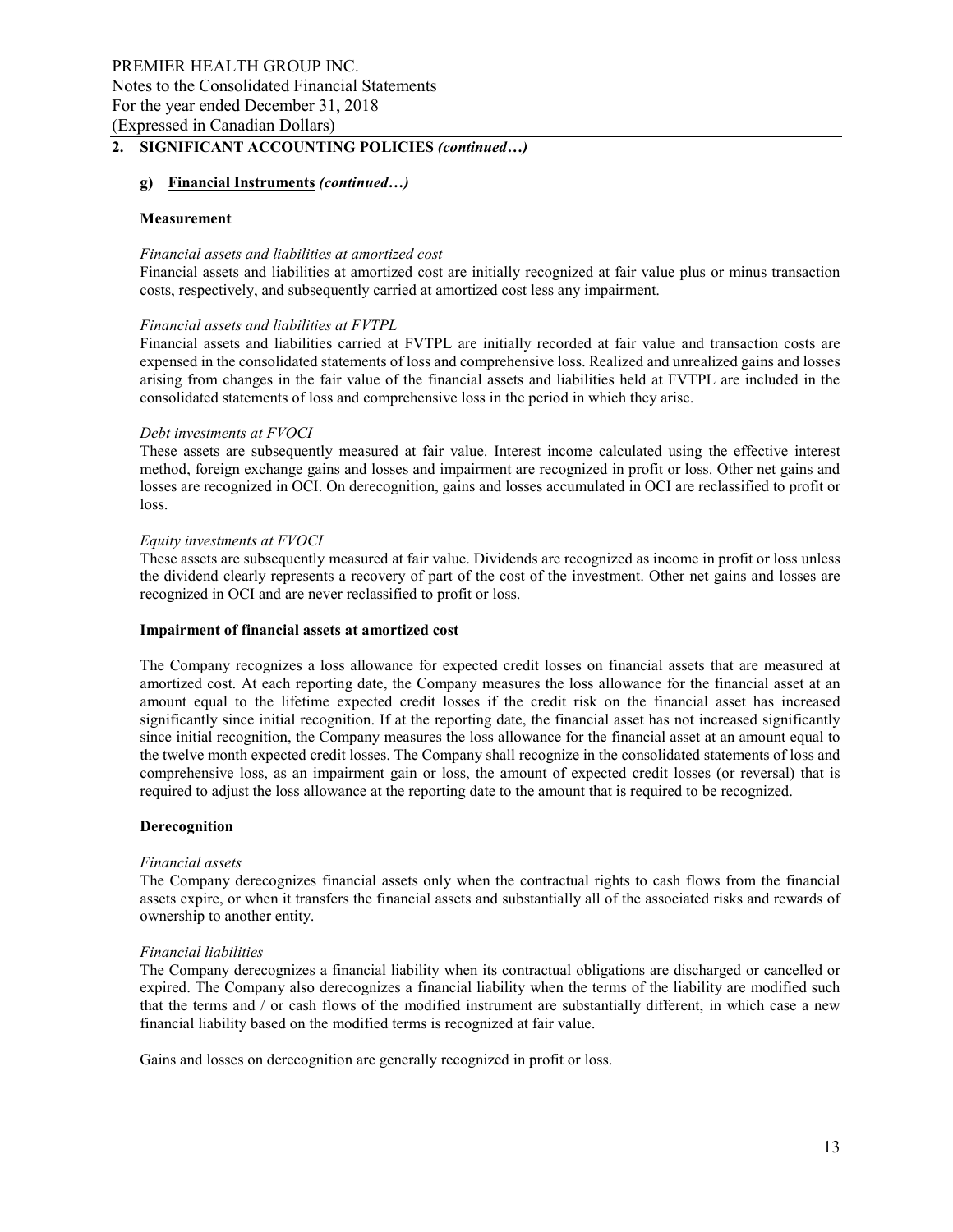## 2. SIGNIFICANT ACCOUNTING POLICIES *(continued…)*

### g) Financial Instruments *(continued…)*

**Measurement**

*Financial assets and liabilities at amortized cost*

Financial assets and liabilities at amortized cost are initially recognized at fair value plus or minus transaction costs, respectively, and subsequently carried at amortized cost less any impairment.

*Financial assets and liabilities at FVTPL*

Financial assets and liabilities carried at FVTPL are initially recorded at fair value and transaction costs are expensed in the consolidated statements of loss and comprehensive loss. Realized and unrealized gains and losses arising from changes in the fair value of the financial assets and liabilities held at FVTPL are included in the consolidated statements of loss and comprehensive loss in the period in which they arise.

*Debt investments at FVOCI*

These assets are subsequently measured at fair value. Interest income calculated using the effective interest method, foreign exchange gains and losses and impairment are recognized in profit or loss. Other net gains and losses are recognized in OCI. On derecognition, gains and losses accumulated in OCI are reclassified to profit or loss.

*Equity investments at FVOCI*

These assets are subsequently measured at fair value. Dividends are recognized as income in profit or loss unless the dividend clearly represents a recovery of part of the cost of the investment. Other net gains and losses are recognized in OCI and are never reclassified to profit or loss.

**Impairment of financial assets at amortized cost**

The Company recognizes a loss allowance for expected credit losses on financial assets that are measured at amortized cost. At each reporting date, the Company measures the loss allowance for the financial asset at an amount equal to the lifetime expected credit losses if the credit risk on the financial asset has increased significantly since initial recognition. If at the reporting date, the financial asset has not increased significantly since initial recognition, the Company measures the loss allowance for the financial asset at an amount equal to the twelve month expected credit losses. The Company shall recognize in the consolidated statements of loss and comprehensive loss, as an impairment gain or loss, the amount of expected credit losses (or reversal) that is required to adjust the loss allowance at the reporting date to the amount that is required to be recognized.

**Derecognition**

*Financial assets*

The Company derecognizes financial assets only when the contractual rights to cash flows from the financial assets expire, or when it transfers the financial assets and substantially all of the associated risks and rewards of ownership to another entity.

*Financial liabilities*

The Company derecognizes a financial liability when its contractual obligations are discharged or cancelled or expired. The Company also derecognizes a financial liability when the terms of the liability are modified such that the terms and / or cash flows of the modified instrument are substantially different, in which case a new financial liability based on the modified terms is recognized at fair value.

Gains and losses on derecognition are generally recognized in profit or loss.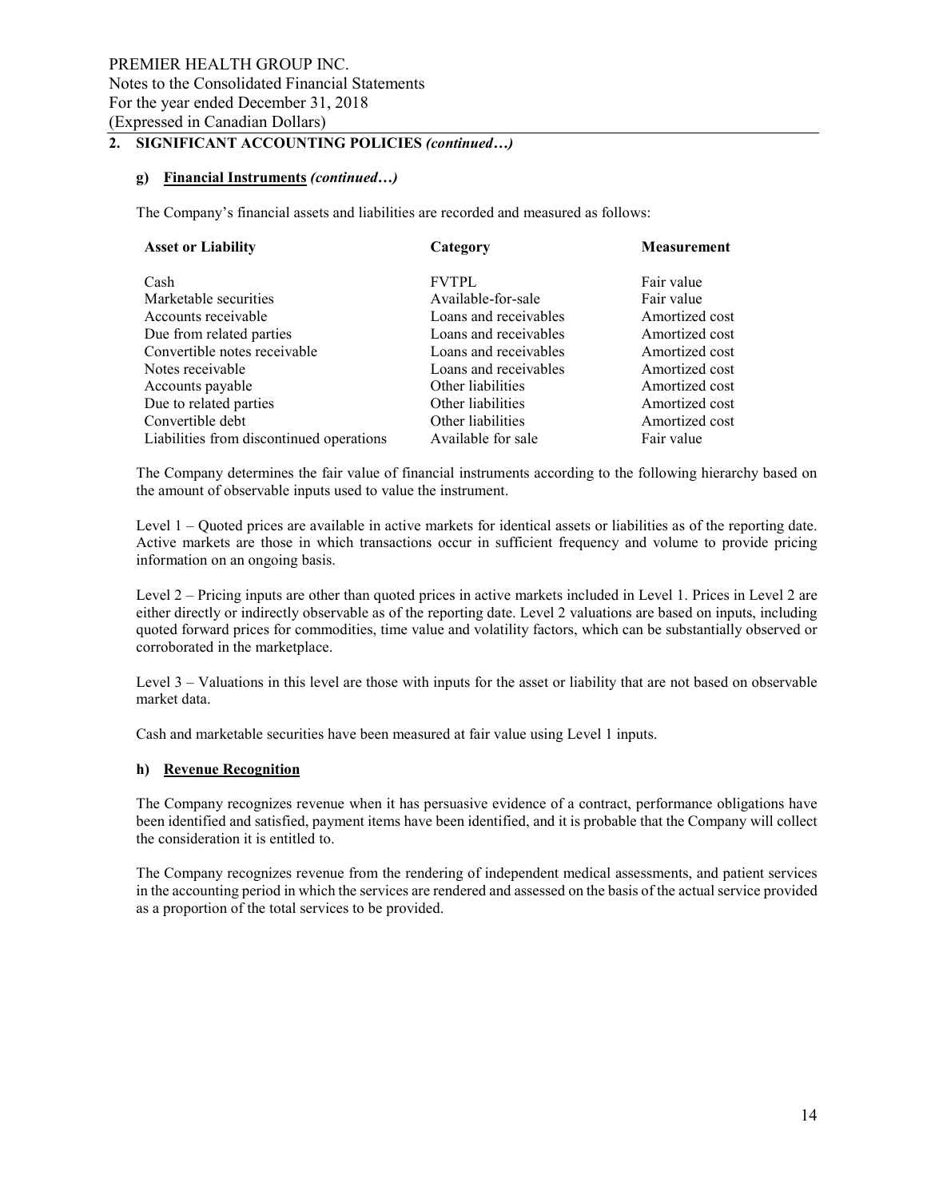## 2. SIGNIFICANT ACCOUNTING POLICIES *(continued…)*

### g) Financial Instruments *(continued…)*

The Company's financial assets and liabilities are recorded and measured as follows:

| Asset or Liability | Category | Measurement |
|---|---|---|
| Cash | FVTPL | Fair value |
| Marketable securities | Available-for-sale | Fair value |
| Accounts receivable | Loans and receivables | Amortized cost |
| Due from related parties | Loans and receivables | Amortized cost |
| Convertible notes receivable | Loans and receivables | Amortized cost |
| Notes receivable | Loans and receivables | Amortized cost |
| Accounts payable | Other liabilities | Amortized cost |
| Due to related parties | Other liabilities | Amortized cost |
| Convertible debt | Other liabilities | Amortized cost |
| Liabilities from discontinued operations | Available for sale | Fair value |

The Company determines the fair value of financial instruments according to the following hierarchy based on the amount of observable inputs used to value the instrument.

Level 1 – Quoted prices are available in active markets for identical assets or liabilities as of the reporting date. Active markets are those in which transactions occur in sufficient frequency and volume to provide pricing information on an ongoing basis.

Level 2 – Pricing inputs are other than quoted prices in active markets included in Level 1. Prices in Level 2 are either directly or indirectly observable as of the reporting date. Level 2 valuations are based on inputs, including quoted forward prices for commodities, time value and volatility factors, which can be substantially observed or corroborated in the marketplace.

Level 3 – Valuations in this level are those with inputs for the asset or liability that are not based on observable market data.

Cash and marketable securities have been measured at fair value using Level 1 inputs.

### h) Revenue Recognition

The Company recognizes revenue when it has persuasive evidence of a contract, performance obligations have been identified and satisfied, payment items have been identified, and it is probable that the Company will collect the consideration it is entitled to.

The Company recognizes revenue from the rendering of independent medical assessments, and patient services in the accounting period in which the services are rendered and assessed on the basis of the actual service provided as a proportion of the total services to be provided.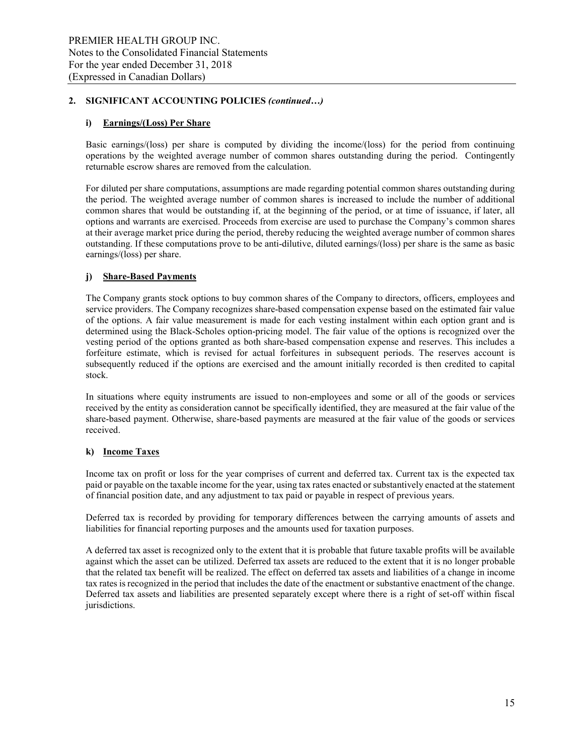## 2. SIGNIFICANT ACCOUNTING POLICIES *(continued…)*

### i) Earnings/(Loss) Per Share

Basic earnings/(loss) per share is computed by dividing the income/(loss) for the period from continuing operations by the weighted average number of common shares outstanding during the period. Contingently returnable escrow shares are removed from the calculation.

For diluted per share computations, assumptions are made regarding potential common shares outstanding during the period. The weighted average number of common shares is increased to include the number of additional common shares that would be outstanding if, at the beginning of the period, or at time of issuance, if later, all options and warrants are exercised. Proceeds from exercise are used to purchase the Company's common shares at their average market price during the period, thereby reducing the weighted average number of common shares outstanding. If these computations prove to be anti-dilutive, diluted earnings/(loss) per share is the same as basic earnings/(loss) per share.

### j) Share-Based Payments

The Company grants stock options to buy common shares of the Company to directors, officers, employees and service providers. The Company recognizes share-based compensation expense based on the estimated fair value of the options. A fair value measurement is made for each vesting instalment within each option grant and is determined using the Black-Scholes option-pricing model. The fair value of the options is recognized over the vesting period of the options granted as both share-based compensation expense and reserves. This includes a forfeiture estimate, which is revised for actual forfeitures in subsequent periods. The reserves account is subsequently reduced if the options are exercised and the amount initially recorded is then credited to capital stock.

In situations where equity instruments are issued to non-employees and some or all of the goods or services received by the entity as consideration cannot be specifically identified, they are measured at the fair value of the share-based payment. Otherwise, share-based payments are measured at the fair value of the goods or services received.

### k) Income Taxes

Income tax on profit or loss for the year comprises of current and deferred tax. Current tax is the expected tax paid or payable on the taxable income for the year, using tax rates enacted or substantively enacted at the statement of financial position date, and any adjustment to tax paid or payable in respect of previous years.

Deferred tax is recorded by providing for temporary differences between the carrying amounts of assets and liabilities for financial reporting purposes and the amounts used for taxation purposes.

A deferred tax asset is recognized only to the extent that it is probable that future taxable profits will be available against which the asset can be utilized. Deferred tax assets are reduced to the extent that it is no longer probable that the related tax benefit will be realized. The effect on deferred tax assets and liabilities of a change in income tax rates is recognized in the period that includes the date of the enactment or substantive enactment of the change. Deferred tax assets and liabilities are presented separately except where there is a right of set-off within fiscal jurisdictions.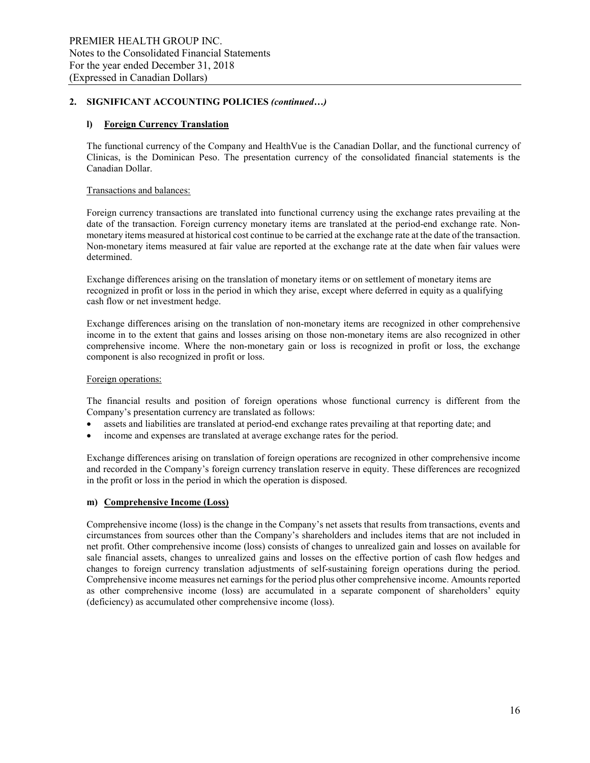## 2. SIGNIFICANT ACCOUNTING POLICIES *(continued…)*

### l) Foreign Currency Translation

The functional currency of the Company and HealthVue is the Canadian Dollar, and the functional currency of Clinicas, is the Dominican Peso. The presentation currency of the consolidated financial statements is the Canadian Dollar.

Transactions and balances:

Foreign currency transactions are translated into functional currency using the exchange rates prevailing at the date of the transaction. Foreign currency monetary items are translated at the period-end exchange rate. Non-monetary items measured at historical cost continue to be carried at the exchange rate at the date of the transaction. Non-monetary items measured at fair value are reported at the exchange rate at the date when fair values were determined.

Exchange differences arising on the translation of monetary items or on settlement of monetary items are recognized in profit or loss in the period in which they arise, except where deferred in equity as a qualifying cash flow or net investment hedge.

Exchange differences arising on the translation of non-monetary items are recognized in other comprehensive income in to the extent that gains and losses arising on those non-monetary items are also recognized in other comprehensive income. Where the non-monetary gain or loss is recognized in profit or loss, the exchange component is also recognized in profit or loss.

Foreign operations:

The financial results and position of foreign operations whose functional currency is different from the Company's presentation currency are translated as follows:

- assets and liabilities are translated at period-end exchange rates prevailing at that reporting date; and
- income and expenses are translated at average exchange rates for the period.

Exchange differences arising on translation of foreign operations are recognized in other comprehensive income and recorded in the Company's foreign currency translation reserve in equity. These differences are recognized in the profit or loss in the period in which the operation is disposed.

### m) Comprehensive Income (Loss)

Comprehensive income (loss) is the change in the Company's net assets that results from transactions, events and circumstances from sources other than the Company's shareholders and includes items that are not included in net profit. Other comprehensive income (loss) consists of changes to unrealized gain and losses on available for sale financial assets, changes to unrealized gains and losses on the effective portion of cash flow hedges and changes to foreign currency translation adjustments of self-sustaining foreign operations during the period. Comprehensive income measures net earnings for the period plus other comprehensive income. Amounts reported as other comprehensive income (loss) are accumulated in a separate component of shareholders' equity (deficiency) as accumulated other comprehensive income (loss).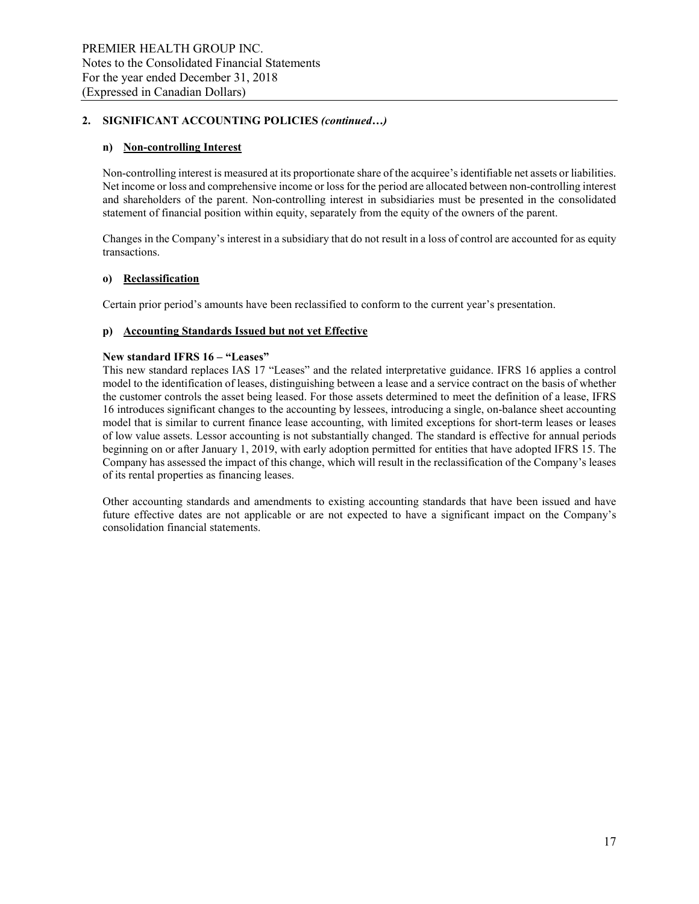## 2. SIGNIFICANT ACCOUNTING POLICIES *(continued…)*

### n) Non-controlling Interest

Non-controlling interest is measured at its proportionate share of the acquiree's identifiable net assets or liabilities. Net income or loss and comprehensive income or loss for the period are allocated between non-controlling interest and shareholders of the parent. Non-controlling interest in subsidiaries must be presented in the consolidated statement of financial position within equity, separately from the equity of the owners of the parent.

Changes in the Company's interest in a subsidiary that do not result in a loss of control are accounted for as equity transactions.

### o) Reclassification

Certain prior period's amounts have been reclassified to conform to the current year's presentation.

### p) Accounting Standards Issued but not yet Effective

**New standard IFRS 16 – "Leases"**

This new standard replaces IAS 17 "Leases" and the related interpretative guidance. IFRS 16 applies a control model to the identification of leases, distinguishing between a lease and a service contract on the basis of whether the customer controls the asset being leased. For those assets determined to meet the definition of a lease, IFRS 16 introduces significant changes to the accounting by lessees, introducing a single, on-balance sheet accounting model that is similar to current finance lease accounting, with limited exceptions for short-term leases or leases of low value assets. Lessor accounting is not substantially changed. The standard is effective for annual periods beginning on or after January 1, 2019, with early adoption permitted for entities that have adopted IFRS 15. The Company has assessed the impact of this change, which will result in the reclassification of the Company's leases of its rental properties as financing leases.

Other accounting standards and amendments to existing accounting standards that have been issued and have future effective dates are not applicable or are not expected to have a significant impact on the Company's consolidation financial statements.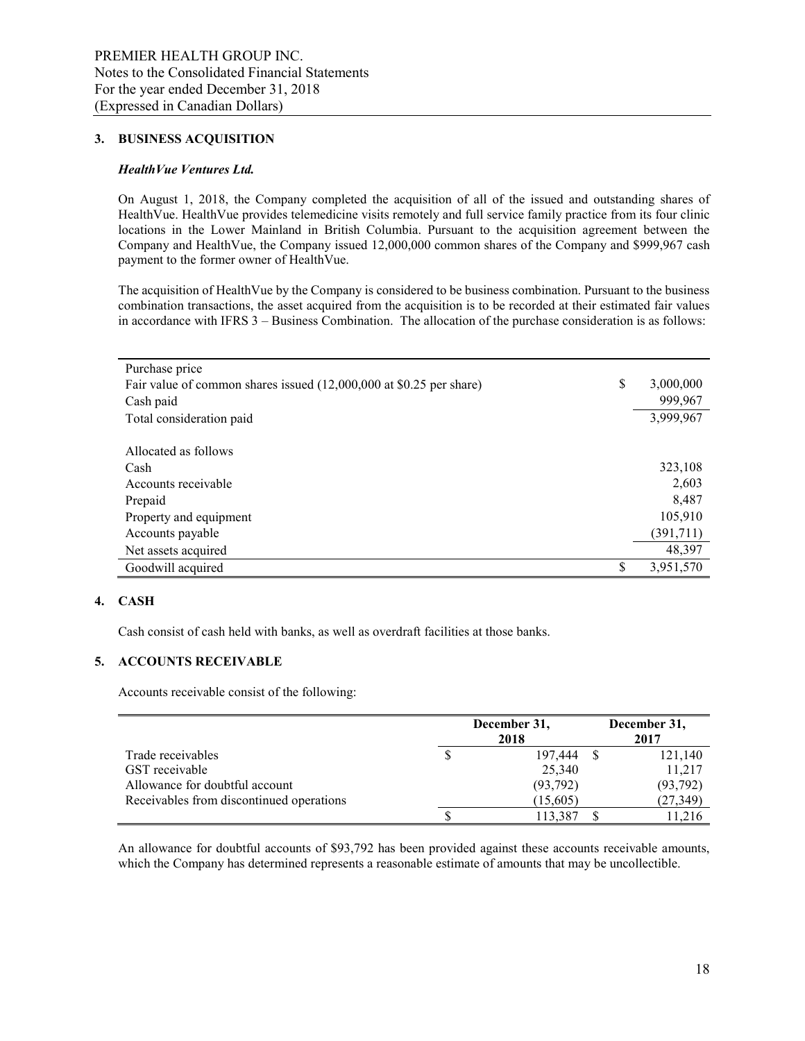PREMIER HEALTH GROUP INC.
Notes to the Consolidated Financial Statements
For the year ended December 31, 2018
(Expressed in Canadian Dollars)

## 3. BUSINESS ACQUISITION

### *HealthVue Ventures Ltd.*

On August 1, 2018, the Company completed the acquisition of all of the issued and outstanding shares of HealthVue. HealthVue provides telemedicine visits remotely and full service family practice from its four clinic locations in the Lower Mainland in British Columbia. Pursuant to the acquisition agreement between the Company and HealthVue, the Company issued 12,000,000 common shares of the Company and $999,967 cash payment to the former owner of HealthVue.

The acquisition of HealthVue by the Company is considered to be business combination. Pursuant to the business combination transactions, the asset acquired from the acquisition is to be recorded at their estimated fair values in accordance with IFRS 3 – Business Combination. The allocation of the purchase consideration is as follows:

| | | |
|---|---|---|
| Purchase price | | |
| Fair value of common shares issued (12,000,000 at $0.25 per share) | $ | 3,000,000 |
| Cash paid | | 999,967 |
| Total consideration paid | | 3,999,967 |
| | | |
| Allocated as follows | | |
| Cash | | 323,108 |
| Accounts receivable | | 2,603 |
| Prepaid | | 8,487 |
| Property and equipment | | 105,910 |
| Accounts payable | | (391,711) |
| Net assets acquired | | 48,397 |
| Goodwill acquired | $ | 3,951,570 |

## 4. CASH

Cash consist of cash held with banks, as well as overdraft facilities at those banks.

## 5. ACCOUNTS RECEIVABLE

Accounts receivable consist of the following:

| | December 31, 2018 | December 31, 2017 |
|---|---|---|
| Trade receivables | $ 197,444 | $ 121,140 |
| GST receivable | 25,340 | 11,217 |
| Allowance for doubtful account | (93,792) | (93,792) |
| Receivables from discontinued operations | (15,605) | (27,349) |
| | $ 113,387 | $ 11,216 |

An allowance for doubtful accounts of $93,792 has been provided against these accounts receivable amounts, which the Company has determined represents a reasonable estimate of amounts that may be uncollectible.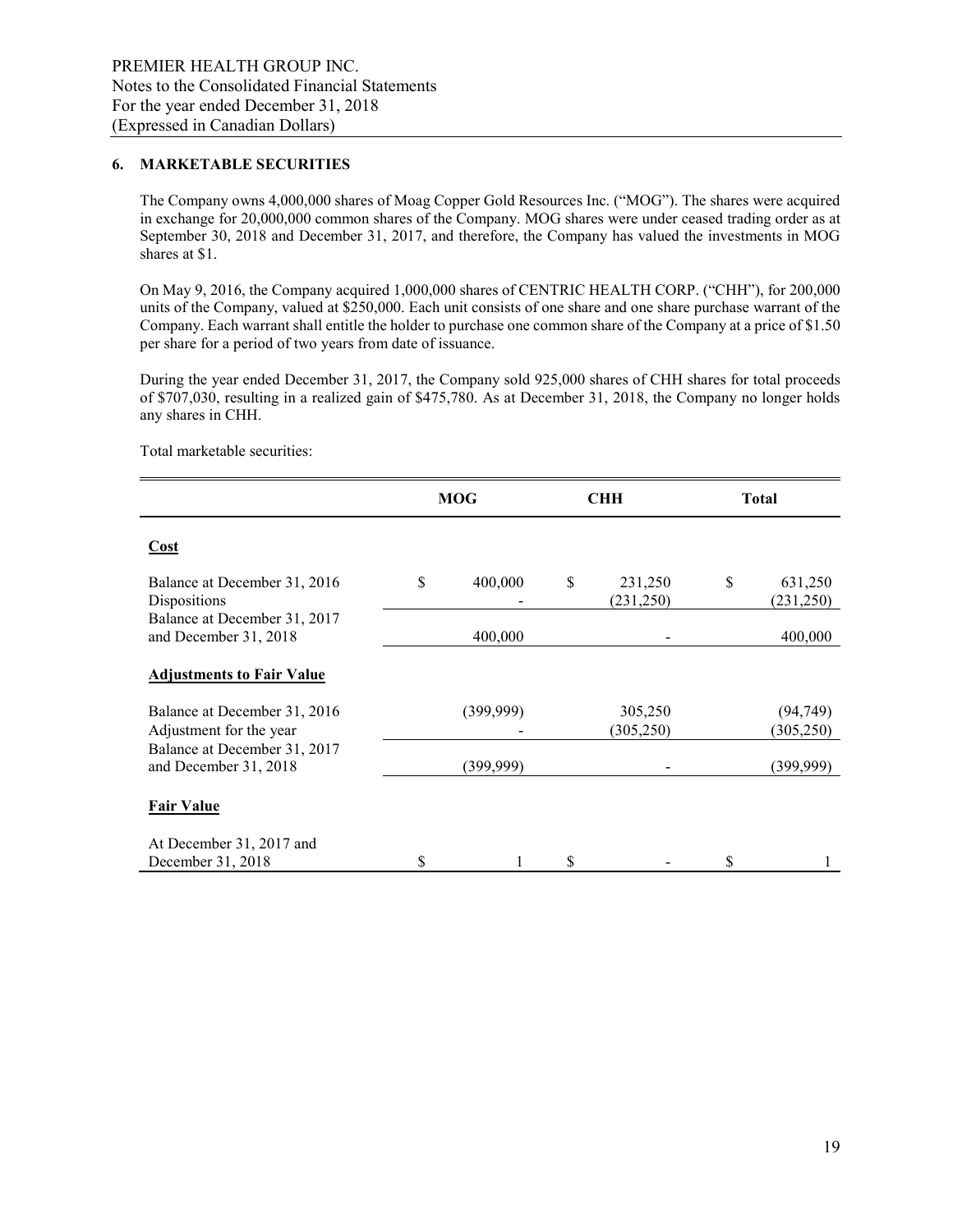### 6. MARKETABLE SECURITIES

The Company owns 4,000,000 shares of Moag Copper Gold Resources Inc. ("MOG"). The shares were acquired in exchange for 20,000,000 common shares of the Company. MOG shares were under ceased trading order as at September 30, 2018 and December 31, 2017, and therefore, the Company has valued the investments in MOG shares at $1.

On May 9, 2016, the Company acquired 1,000,000 shares of CENTRIC HEALTH CORP. ("CHH"), for 200,000 units of the Company, valued at $250,000. Each unit consists of one share and one share purchase warrant of the Company. Each warrant shall entitle the holder to purchase one common share of the Company at a price of $1.50 per share for a period of two years from date of issuance.

During the year ended December 31, 2017, the Company sold 925,000 shares of CHH shares for total proceeds of $707,030, resulting in a realized gain of $475,780. As at December 31, 2018, the Company no longer holds any shares in CHH.

Total marketable securities:

| | MOG | CHH | Total |
|---|---|---|---|
| **Cost** | | | |
| Balance at December 31, 2016 | $ 400,000 | $ 231,250 | $ 631,250 |
| Dispositions | - | (231,250) | (231,250) |
| Balance at December 31, 2017 and December 31, 2018 | 400,000 | - | 400,000 |
| **Adjustments to Fair Value** | | | |
| Balance at December 31, 2016 | (399,999) | 305,250 | (94,749) |
| Adjustment for the year | - | (305,250) | (305,250) |
| Balance at December 31, 2017 and December 31, 2018 | (399,999) | - | (399,999) |
| **Fair Value** | | | |
| At December 31, 2017 and December 31, 2018 | $ 1 | $ - | $ 1 |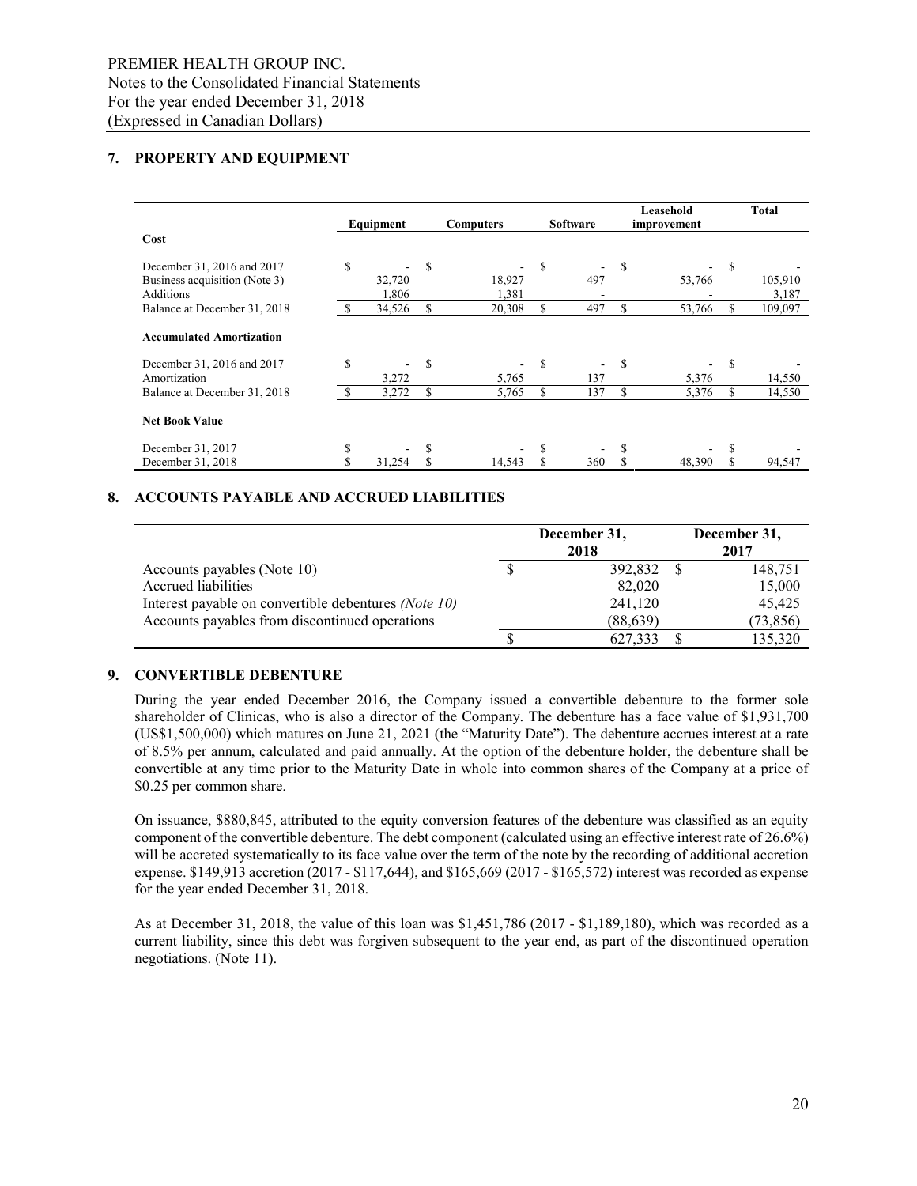PREMIER HEALTH GROUP INC.
Notes to the Consolidated Financial Statements
For the year ended December 31, 2018
(Expressed in Canadian Dollars)

## 7. PROPERTY AND EQUIPMENT

| | Equipment | Computers | Software | Leasehold improvement | Total |
|---|---|---|---|---|---|
| **Cost** | | | | | |
| December 31, 2016 and 2017 | $ - | $ - | $ - | $ - | $ - |
| Business acquisition (Note 3) | 32,720 | 18,927 | 497 | 53,766 | 105,910 |
| Additions | 1,806 | 1,381 | - | - | 3,187 |
| Balance at December 31, 2018 | $ 34,526 | $ 20,308 | $ 497 | $ 53,766 | $ 109,097 |
| **Accumulated Amortization** | | | | | |
| December 31, 2016 and 2017 | $ - | $ - | $ - | $ - | $ - |
| Amortization | 3,272 | 5,765 | 137 | 5,376 | 14,550 |
| Balance at December 31, 2018 | $ 3,272 | $ 5,765 | $ 137 | $ 5,376 | $ 14,550 |
| **Net Book Value** | | | | | |
| December 31, 2017 | $ - | $ - | $ - | $ - | $ - |
| December 31, 2018 | $ 31,254 | $ 14,543 | $ 360 | $ 48,390 | $ 94,547 |

## 8. ACCOUNTS PAYABLE AND ACCRUED LIABILITIES

| | December 31, 2018 | December 31, 2017 |
|---|---|---|
| Accounts payables (Note 10) | $ 392,832 | $ 148,751 |
| Accrued liabilities | 82,020 | 15,000 |
| Interest payable on convertible debentures *(Note 10)* | 241,120 | 45,425 |
| Accounts payables from discontinued operations | (88,639) | (73,856) |
| | $ 627,333 | $ 135,320 |

## 9. CONVERTIBLE DEBENTURE

During the year ended December 2016, the Company issued a convertible debenture to the former sole shareholder of Clinicas, who is also a director of the Company. The debenture has a face value of $1,931,700 (US$1,500,000) which matures on June 21, 2021 (the "Maturity Date"). The debenture accrues interest at a rate of 8.5% per annum, calculated and paid annually. At the option of the debenture holder, the debenture shall be convertible at any time prior to the Maturity Date in whole into common shares of the Company at a price of $0.25 per common share.

On issuance, $880,845, attributed to the equity conversion features of the debenture was classified as an equity component of the convertible debenture. The debt component (calculated using an effective interest rate of 26.6%) will be accreted systematically to its face value over the term of the note by the recording of additional accretion expense. $149,913 accretion (2017 - $117,644), and $165,669 (2017 - $165,572) interest was recorded as expense for the year ended December 31, 2018.

As at December 31, 2018, the value of this loan was $1,451,786 (2017 - $1,189,180), which was recorded as a current liability, since this debt was forgiven subsequent to the year end, as part of the discontinued operation negotiations. (Note 11).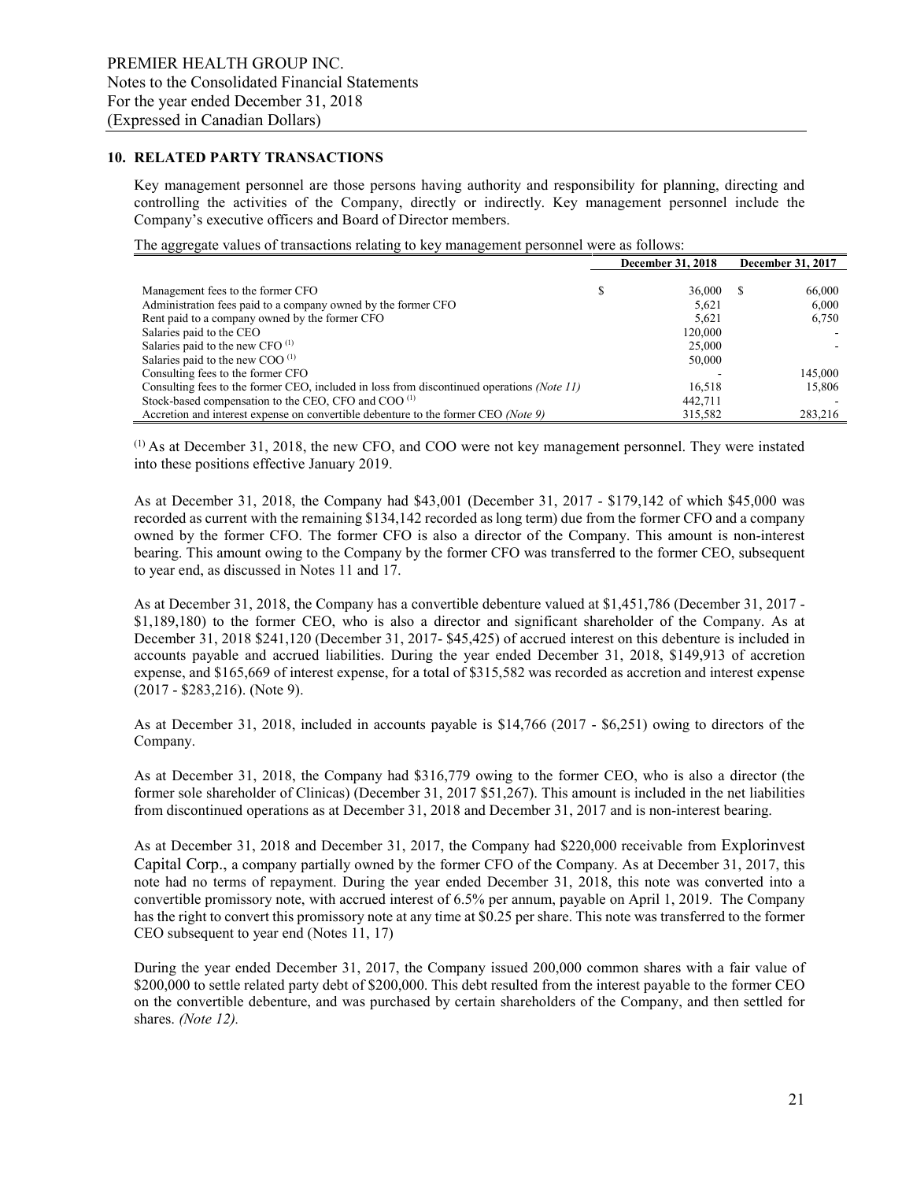## 10. RELATED PARTY TRANSACTIONS

Key management personnel are those persons having authority and responsibility for planning, directing and controlling the activities of the Company, directly or indirectly. Key management personnel include the Company's executive officers and Board of Director members.

The aggregate values of transactions relating to key management personnel were as follows:

| | December 31, 2018 | December 31, 2017 |
|---|---|---|
| Management fees to the former CFO | $ 36,000 | $ 66,000 |
| Administration fees paid to a company owned by the former CFO | 5,621 | 6,000 |
| Rent paid to a company owned by the former CFO | 5,621 | 6,750 |
| Salaries paid to the CEO | 120,000 | - |
| Salaries paid to the new CFO [(1)] | 25,000 | - |
| Salaries paid to the new COO [(1)] | 50,000 | |
| Consulting fees to the former CFO | - | 145,000 |
| Consulting fees to the former CEO, included in loss from discontinued operations *(Note 11)* | 16,518 | 15,806 |
| Stock-based compensation to the CEO, CFO and COO [(1)] | 442,711 | - |
| Accretion and interest expense on convertible debenture to the former CEO *(Note 9)* | 315,582 | 283,216 |

[(1)] As at December 31, 2018, the new CFO, and COO were not key management personnel. They were instated into these positions effective January 2019.

As at December 31, 2018, the Company had $43,001 (December 31, 2017 - $179,142 of which $45,000 was recorded as current with the remaining $134,142 recorded as long term) due from the former CFO and a company owned by the former CFO. The former CFO is also a director of the Company. This amount is non-interest bearing. This amount owing to the Company by the former CFO was transferred to the former CEO, subsequent to year end, as discussed in Notes 11 and 17.

As at December 31, 2018, the Company has a convertible debenture valued at $1,451,786 (December 31, 2017 - $1,189,180) to the former CEO, who is also a director and significant shareholder of the Company. As at December 31, 2018 $241,120 (December 31, 2017- $45,425) of accrued interest on this debenture is included in accounts payable and accrued liabilities. During the year ended December 31, 2018, $149,913 of accretion expense, and $165,669 of interest expense, for a total of $315,582 was recorded as accretion and interest expense (2017 - $283,216). (Note 9).

As at December 31, 2018, included in accounts payable is $14,766 (2017 - $6,251) owing to directors of the Company.

As at December 31, 2018, the Company had $316,779 owing to the former CEO, who is also a director (the former sole shareholder of Clinicas) (December 31, 2017 $51,267). This amount is included in the net liabilities from discontinued operations as at December 31, 2018 and December 31, 2017 and is non-interest bearing.

As at December 31, 2018 and December 31, 2017, the Company had $220,000 receivable from Explorinvest Capital Corp., a company partially owned by the former CFO of the Company. As at December 31, 2017, this note had no terms of repayment. During the year ended December 31, 2018, this note was converted into a convertible promissory note, with accrued interest of 6.5% per annum, payable on April 1, 2019. The Company has the right to convert this promissory note at any time at $0.25 per share. This note was transferred to the former CEO subsequent to year end (Notes 11, 17)

During the year ended December 31, 2017, the Company issued 200,000 common shares with a fair value of $200,000 to settle related party debt of $200,000. This debt resulted from the interest payable to the former CEO on the convertible debenture, and was purchased by certain shareholders of the Company, and then settled for shares. *(Note 12).*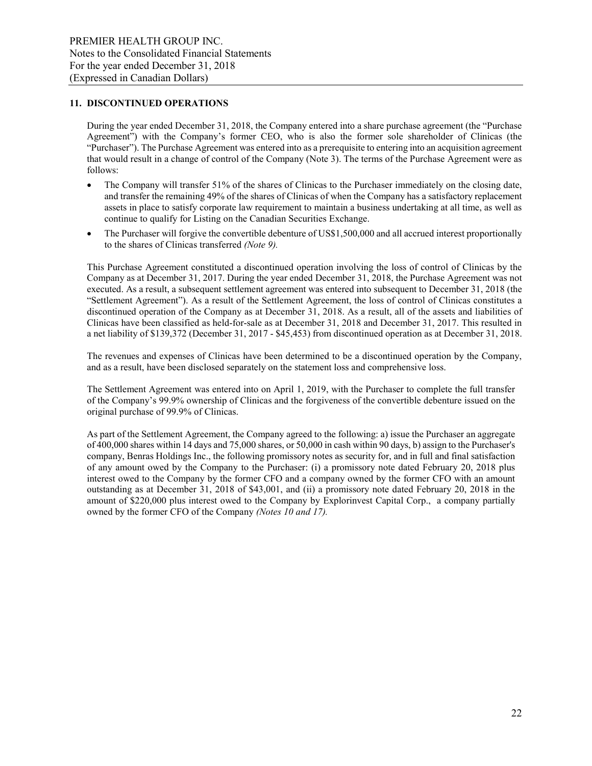## 11. DISCONTINUED OPERATIONS

During the year ended December 31, 2018, the Company entered into a share purchase agreement (the "Purchase Agreement") with the Company's former CEO, who is also the former sole shareholder of Clinicas (the "Purchaser"). The Purchase Agreement was entered into as a prerequisite to entering into an acquisition agreement that would result in a change of control of the Company (Note 3). The terms of the Purchase Agreement were as follows:

- The Company will transfer 51% of the shares of Clinicas to the Purchaser immediately on the closing date, and transfer the remaining 49% of the shares of Clinicas of when the Company has a satisfactory replacement assets in place to satisfy corporate law requirement to maintain a business undertaking at all time, as well as continue to qualify for Listing on the Canadian Securities Exchange.
- The Purchaser will forgive the convertible debenture of US$1,500,000 and all accrued interest proportionally to the shares of Clinicas transferred *(Note 9).*

This Purchase Agreement constituted a discontinued operation involving the loss of control of Clinicas by the Company as at December 31, 2017. During the year ended December 31, 2018, the Purchase Agreement was not executed. As a result, a subsequent settlement agreement was entered into subsequent to December 31, 2018 (the "Settlement Agreement"). As a result of the Settlement Agreement, the loss of control of Clinicas constitutes a discontinued operation of the Company as at December 31, 2018. As a result, all of the assets and liabilities of Clinicas have been classified as held-for-sale as at December 31, 2018 and December 31, 2017. This resulted in a net liability of $139,372 (December 31, 2017 - $45,453) from discontinued operation as at December 31, 2018.

The revenues and expenses of Clinicas have been determined to be a discontinued operation by the Company, and as a result, have been disclosed separately on the statement loss and comprehensive loss.

The Settlement Agreement was entered into on April 1, 2019, with the Purchaser to complete the full transfer of the Company's 99.9% ownership of Clinicas and the forgiveness of the convertible debenture issued on the original purchase of 99.9% of Clinicas.

As part of the Settlement Agreement, the Company agreed to the following: a) issue the Purchaser an aggregate of 400,000 shares within 14 days and 75,000 shares, or 50,000 in cash within 90 days, b) assign to the Purchaser's company, Benras Holdings Inc., the following promissory notes as security for, and in full and final satisfaction of any amount owed by the Company to the Purchaser: (i) a promissory note dated February 20, 2018 plus interest owed to the Company by the former CFO and a company owned by the former CFO with an amount outstanding as at December 31, 2018 of $43,001, and (ii) a promissory note dated February 20, 2018 in the amount of $220,000 plus interest owed to the Company by Explorinvest Capital Corp., a company partially owned by the former CFO of the Company *(Notes 10 and 17).*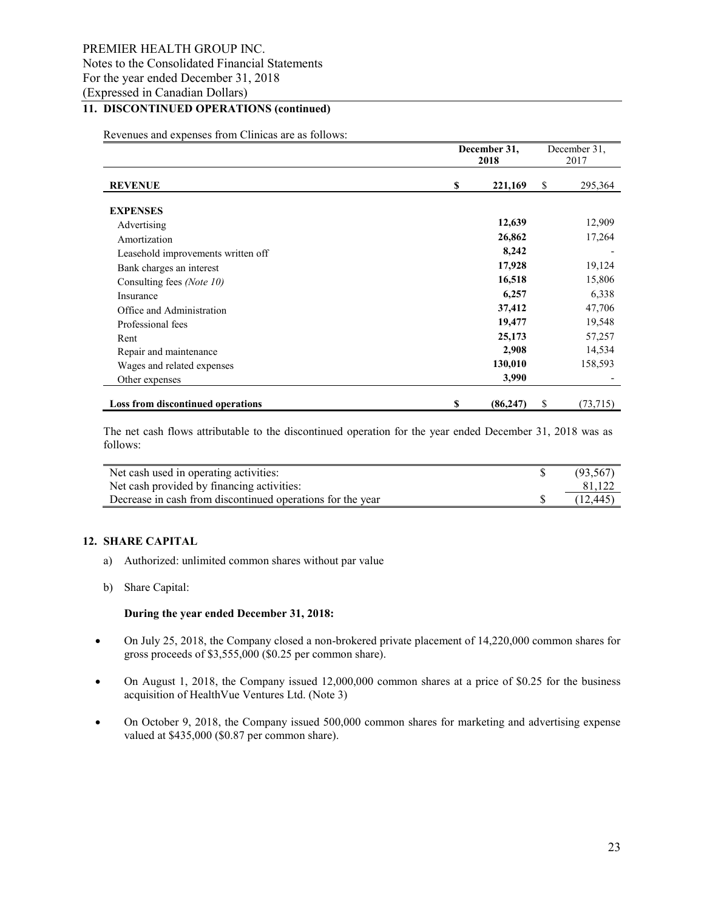PREMIER HEALTH GROUP INC.
Notes to the Consolidated Financial Statements
For the year ended December 31, 2018
(Expressed in Canadian Dollars)

## 11. DISCONTINUED OPERATIONS (continued)

Revenues and expenses from Clinicas are as follows:

| | | December 31, 2018 | | December 31, 2017 |
|---|---|---|---|---|
| **REVENUE** | **$** | **221,169** | $ | 295,364 |
| **EXPENSES** | | | | |
| Advertising | | **12,639** | | 12,909 |
| Amortization | | **26,862** | | 17,264 |
| Leasehold improvements written off | | **8,242** | | - |
| Bank charges an interest | | **17,928** | | 19,124 |
| Consulting fees *(Note 10)* | | **16,518** | | 15,806 |
| Insurance | | **6,257** | | 6,338 |
| Office and Administration | | **37,412** | | 47,706 |
| Professional fees | | **19,477** | | 19,548 |
| Rent | | **25,173** | | 57,257 |
| Repair and maintenance | | **2,908** | | 14,534 |
| Wages and related expenses | | **130,010** | | 158,593 |
| Other expenses | | **3,990** | | - |
| **Loss from discontinued operations** | **$** | **(86,247)** | $ | (73,715) |

The net cash flows attributable to the discontinued operation for the year ended December 31, 2018 was as follows:

| | | |
|---|---|---|
| Net cash used in operating activities: | $ | (93,567) |
| Net cash provided by financing activities: | | 81,122 |
| Decrease in cash from discontinued operations for the year | $ | (12,445) |

## 12. SHARE CAPITAL

a) Authorized: unlimited common shares without par value

b) Share Capital:

**During the year ended December 31, 2018:**

- On July 25, 2018, the Company closed a non-brokered private placement of 14,220,000 common shares for gross proceeds of $3,555,000 ($0.25 per common share).
- On August 1, 2018, the Company issued 12,000,000 common shares at a price of $0.25 for the business acquisition of HealthVue Ventures Ltd. (Note 3)
- On October 9, 2018, the Company issued 500,000 common shares for marketing and advertising expense valued at $435,000 ($0.87 per common share).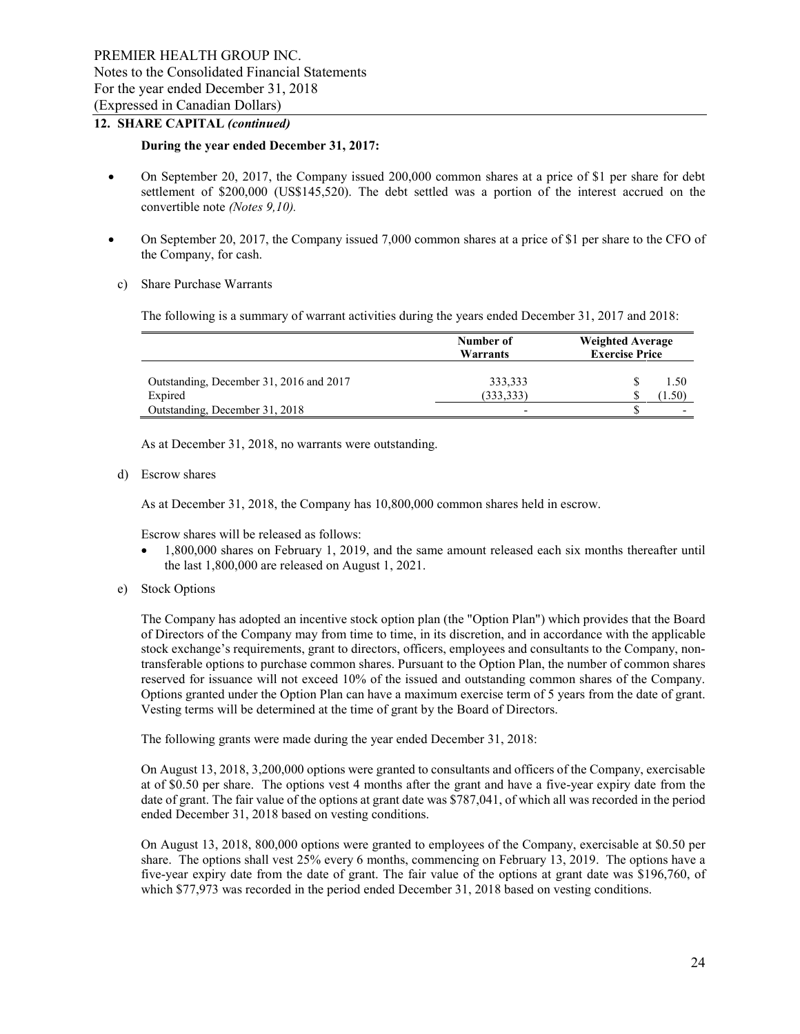## 12. SHARE CAPITAL *(continued)*

**During the year ended December 31, 2017:**

- On September 20, 2017, the Company issued 200,000 common shares at a price of $1 per share for debt settlement of $200,000 (US$145,520). The debt settled was a portion of the interest accrued on the convertible note *(Notes 9,10).*
- On September 20, 2017, the Company issued 7,000 common shares at a price of $1 per share to the CFO of the Company, for cash.

c) Share Purchase Warrants

The following is a summary of warrant activities during the years ended December 31, 2017 and 2018:

| | Number of Warrants | Weighted Average Exercise Price |
|---|---|---|
| Outstanding, December 31, 2016 and 2017 | 333,333 | $ 1.50 |
| Expired | (333,333) | $ (1.50) |
| Outstanding, December 31, 2018 | - | $ - |

As at December 31, 2018, no warrants were outstanding.

d) Escrow shares

As at December 31, 2018, the Company has 10,800,000 common shares held in escrow.

Escrow shares will be released as follows:

- 1,800,000 shares on February 1, 2019, and the same amount released each six months thereafter until the last 1,800,000 are released on August 1, 2021.

e) Stock Options

The Company has adopted an incentive stock option plan (the "Option Plan") which provides that the Board of Directors of the Company may from time to time, in its discretion, and in accordance with the applicable stock exchange's requirements, grant to directors, officers, employees and consultants to the Company, non-transferable options to purchase common shares. Pursuant to the Option Plan, the number of common shares reserved for issuance will not exceed 10% of the issued and outstanding common shares of the Company. Options granted under the Option Plan can have a maximum exercise term of 5 years from the date of grant. Vesting terms will be determined at the time of grant by the Board of Directors.

The following grants were made during the year ended December 31, 2018:

On August 13, 2018, 3,200,000 options were granted to consultants and officers of the Company, exercisable at of $0.50 per share. The options vest 4 months after the grant and have a five-year expiry date from the date of grant. The fair value of the options at grant date was $787,041, of which all was recorded in the period ended December 31, 2018 based on vesting conditions.

On August 13, 2018, 800,000 options were granted to employees of the Company, exercisable at $0.50 per share. The options shall vest 25% every 6 months, commencing on February 13, 2019. The options have a five-year expiry date from the date of grant. The fair value of the options at grant date was $196,760, of which $77,973 was recorded in the period ended December 31, 2018 based on vesting conditions.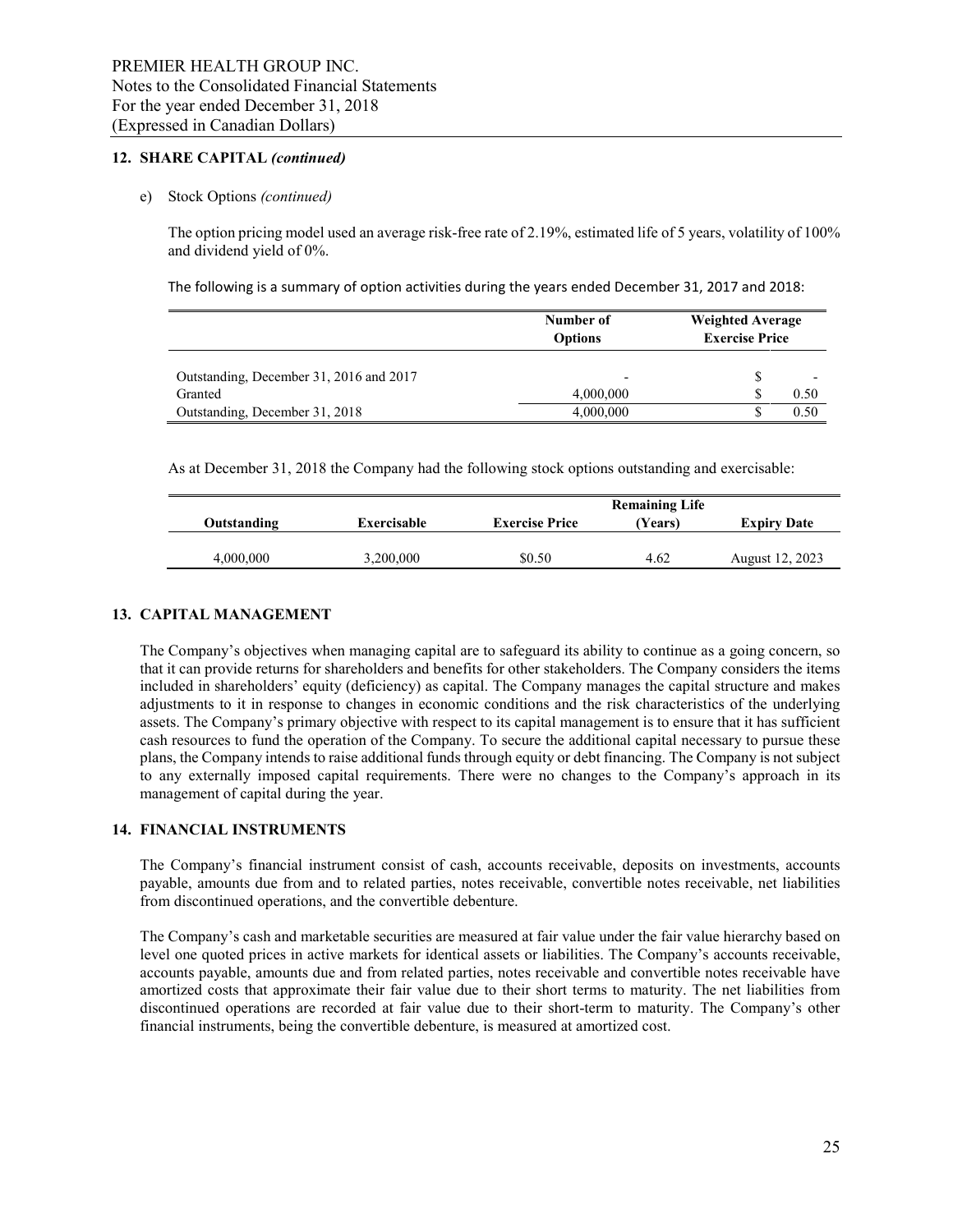## 12. SHARE CAPITAL *(continued)*

e) Stock Options *(continued)*

The option pricing model used an average risk-free rate of 2.19%, estimated life of 5 years, volatility of 100% and dividend yield of 0%.

The following is a summary of option activities during the years ended December 31, 2017 and 2018:

| | Number of Options | Weighted Average Exercise Price |
|---|---|---|
| Outstanding, December 31, 2016 and 2017 | - | $ - |
| Granted | 4,000,000 | $ 0.50 |
| Outstanding, December 31, 2018 | 4,000,000 | $ 0.50 |

As at December 31, 2018 the Company had the following stock options outstanding and exercisable:

| Outstanding | Exercisable | Exercise Price | Remaining Life (Years) | Expiry Date |
|---|---|---|---|---|
| 4,000,000 | 3,200,000 | $0.50 | 4.62 | August 12, 2023 |

## 13. CAPITAL MANAGEMENT

The Company's objectives when managing capital are to safeguard its ability to continue as a going concern, so that it can provide returns for shareholders and benefits for other stakeholders. The Company considers the items included in shareholders' equity (deficiency) as capital. The Company manages the capital structure and makes adjustments to it in response to changes in economic conditions and the risk characteristics of the underlying assets. The Company's primary objective with respect to its capital management is to ensure that it has sufficient cash resources to fund the operation of the Company. To secure the additional capital necessary to pursue these plans, the Company intends to raise additional funds through equity or debt financing. The Company is not subject to any externally imposed capital requirements. There were no changes to the Company's approach in its management of capital during the year.

## 14. FINANCIAL INSTRUMENTS

The Company's financial instrument consist of cash, accounts receivable, deposits on investments, accounts payable, amounts due from and to related parties, notes receivable, convertible notes receivable, net liabilities from discontinued operations, and the convertible debenture.

The Company's cash and marketable securities are measured at fair value under the fair value hierarchy based on level one quoted prices in active markets for identical assets or liabilities. The Company's accounts receivable, accounts payable, amounts due and from related parties, notes receivable and convertible notes receivable have amortized costs that approximate their fair value due to their short terms to maturity. The net liabilities from discontinued operations are recorded at fair value due to their short-term to maturity. The Company's other financial instruments, being the convertible debenture, is measured at amortized cost.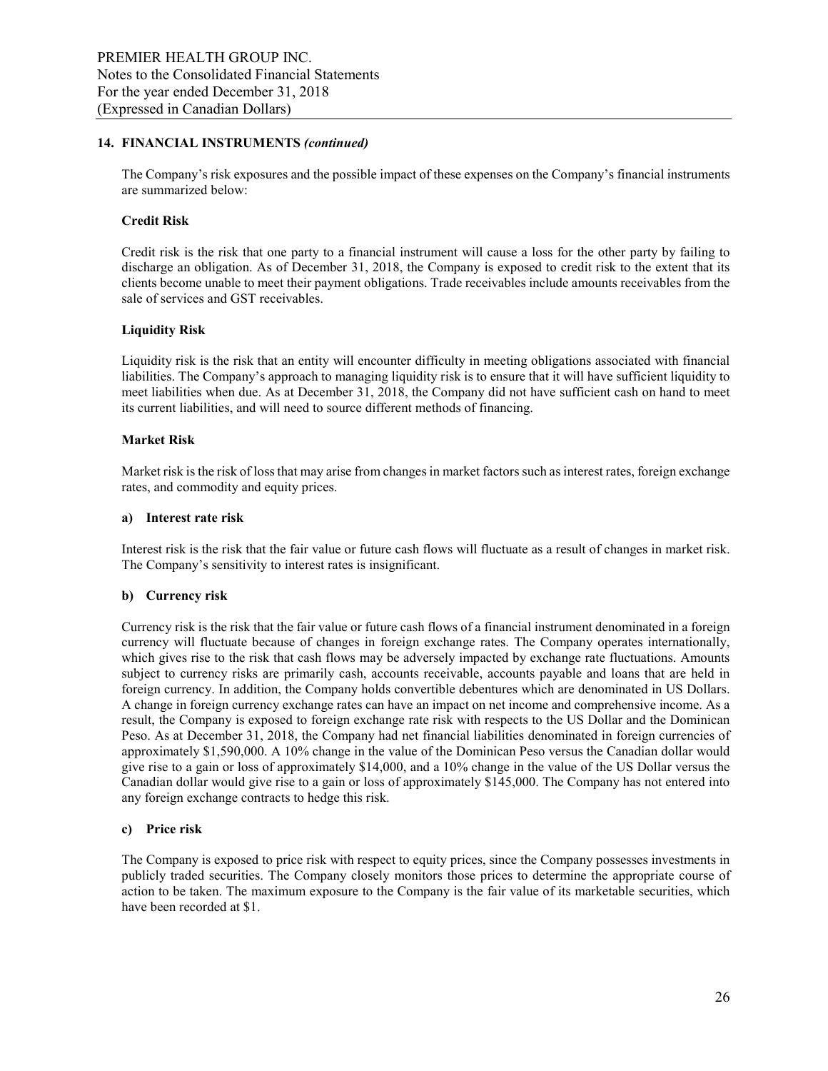## 14. FINANCIAL INSTRUMENTS *(continued)*

The Company's risk exposures and the possible impact of these expenses on the Company's financial instruments are summarized below:

**Credit Risk**

Credit risk is the risk that one party to a financial instrument will cause a loss for the other party by failing to discharge an obligation. As of December 31, 2018, the Company is exposed to credit risk to the extent that its clients become unable to meet their payment obligations. Trade receivables include amounts receivables from the sale of services and GST receivables.

**Liquidity Risk**

Liquidity risk is the risk that an entity will encounter difficulty in meeting obligations associated with financial liabilities. The Company's approach to managing liquidity risk is to ensure that it will have sufficient liquidity to meet liabilities when due. As at December 31, 2018, the Company did not have sufficient cash on hand to meet its current liabilities, and will need to source different methods of financing.

**Market Risk**

Market risk is the risk of loss that may arise from changes in market factors such as interest rates, foreign exchange rates, and commodity and equity prices.

**a) Interest rate risk**

Interest risk is the risk that the fair value or future cash flows will fluctuate as a result of changes in market risk. The Company's sensitivity to interest rates is insignificant.

**b) Currency risk**

Currency risk is the risk that the fair value or future cash flows of a financial instrument denominated in a foreign currency will fluctuate because of changes in foreign exchange rates. The Company operates internationally, which gives rise to the risk that cash flows may be adversely impacted by exchange rate fluctuations. Amounts subject to currency risks are primarily cash, accounts receivable, accounts payable and loans that are held in foreign currency. In addition, the Company holds convertible debentures which are denominated in US Dollars. A change in foreign currency exchange rates can have an impact on net income and comprehensive income. As a result, the Company is exposed to foreign exchange rate risk with respects to the US Dollar and the Dominican Peso. As at December 31, 2018, the Company had net financial liabilities denominated in foreign currencies of approximately $1,590,000. A 10% change in the value of the Dominican Peso versus the Canadian dollar would give rise to a gain or loss of approximately $14,000, and a 10% change in the value of the US Dollar versus the Canadian dollar would give rise to a gain or loss of approximately $145,000. The Company has not entered into any foreign exchange contracts to hedge this risk.

**c) Price risk**

The Company is exposed to price risk with respect to equity prices, since the Company possesses investments in publicly traded securities. The Company closely monitors those prices to determine the appropriate course of action to be taken. The maximum exposure to the Company is the fair value of its marketable securities, which have been recorded at $1.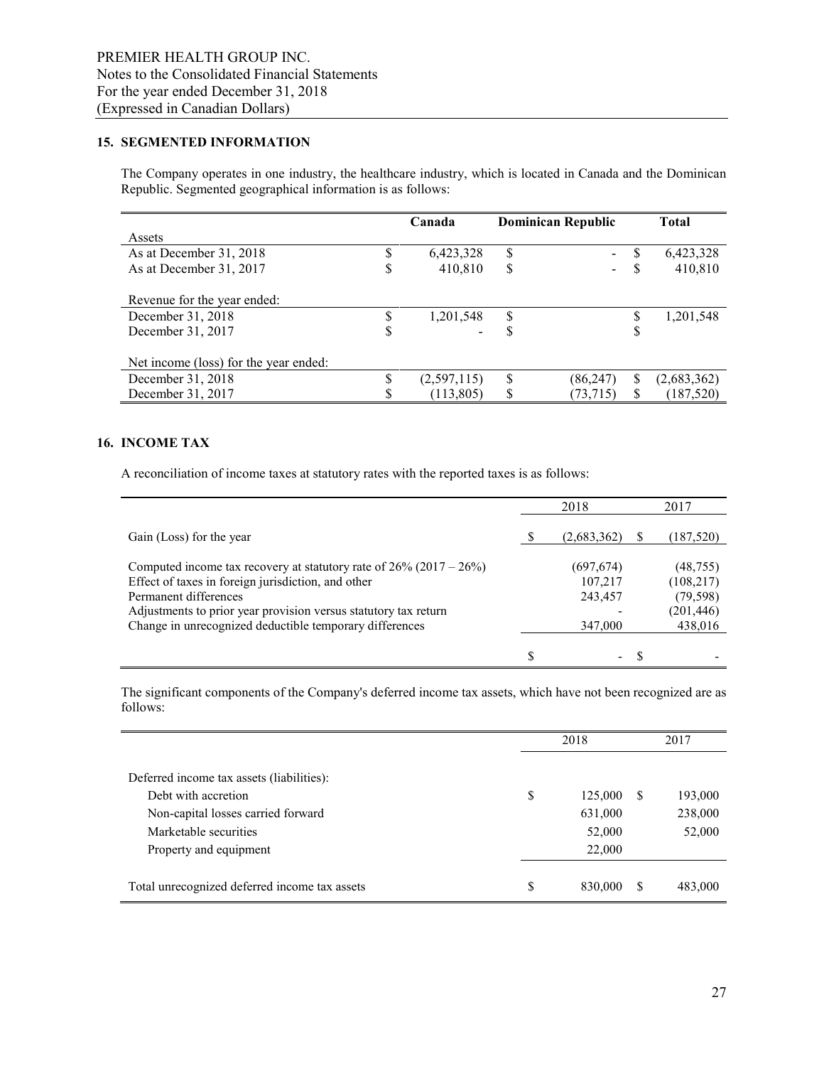PREMIER HEALTH GROUP INC.
Notes to the Consolidated Financial Statements
For the year ended December 31, 2018
(Expressed in Canadian Dollars)

## 15. SEGMENTED INFORMATION

The Company operates in one industry, the healthcare industry, which is located in Canada and the Dominican Republic. Segmented geographical information is as follows:

| | Canada | Dominican Republic | Total |
|---|---|---|---|
| Assets | | | |
| As at December 31, 2018 | $ 6,423,328 | $ - | $ 6,423,328 |
| As at December 31, 2017 | $ 410,810 | $ - | $ 410,810 |
| | | | |
| Revenue for the year ended: | | | |
| December 31, 2018 | $ 1,201,548 | $ | $ 1,201,548 |
| December 31, 2017 | $ - | $ | $ |
| | | | |
| Net income (loss) for the year ended: | | | |
| December 31, 2018 | $ (2,597,115) | $ (86,247) | $ (2,683,362) |
| December 31, 2017 | $ (113,805) | $ (73,715) | $ (187,520) |

## 16. INCOME TAX

A reconciliation of income taxes at statutory rates with the reported taxes is as follows:

| | 2018 | 2017 |
|---|---|---|
| Gain (Loss) for the year | $ (2,683,362) | $ (187,520) |
| | | |
| Computed income tax recovery at statutory rate of 26% (2017 – 26%) | (697,674) | (48,755) |
| Effect of taxes in foreign jurisdiction, and other | 107,217 | (108,217) |
| Permanent differences | 243,457 | (79,598) |
| Adjustments to prior year provision versus statutory tax return | - | (201,446) |
| Change in unrecognized deductible temporary differences | 347,000 | 438,016 |
| | $ - | $ - |

The significant components of the Company's deferred income tax assets, which have not been recognized are as follows:

| | 2018 | 2017 |
|---|---|---|
| Deferred income tax assets (liabilities): | | |
| Debt with accretion | $ 125,000 | $ 193,000 |
| Non-capital losses carried forward | 631,000 | 238,000 |
| Marketable securities | 52,000 | 52,000 |
| Property and equipment | 22,000 | |
| | | |
| Total unrecognized deferred income tax assets | $ 830,000 | $ 483,000 |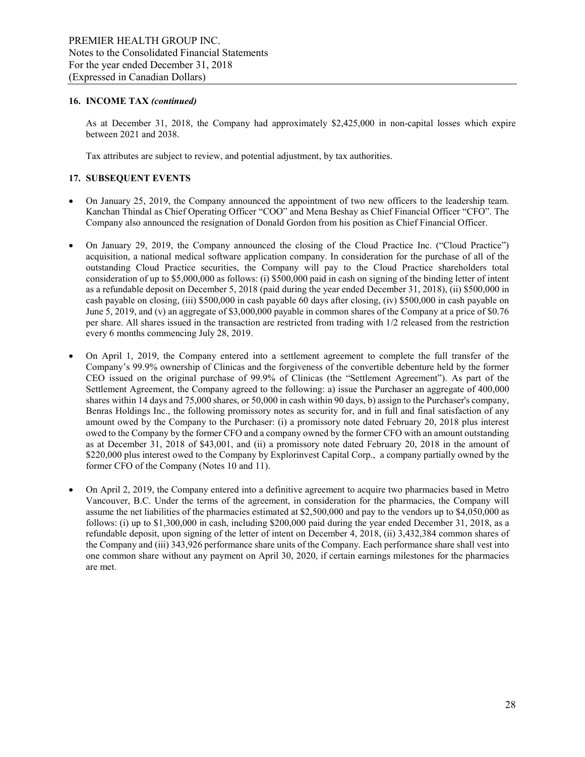**16. INCOME TAX *(continued)***

As at December 31, 2018, the Company had approximately $2,425,000 in non-capital losses which expire between 2021 and 2038.

Tax attributes are subject to review, and potential adjustment, by tax authorities.

**17. SUBSEQUENT EVENTS**

- On January 25, 2019, the Company announced the appointment of two new officers to the leadership team. Kanchan Thindal as Chief Operating Officer "COO" and Mena Beshay as Chief Financial Officer "CFO". The Company also announced the resignation of Donald Gordon from his position as Chief Financial Officer.

- On January 29, 2019, the Company announced the closing of the Cloud Practice Inc. ("Cloud Practice") acquisition, a national medical software application company. In consideration for the purchase of all of the outstanding Cloud Practice securities, the Company will pay to the Cloud Practice shareholders total consideration of up to $5,000,000 as follows: (i) $500,000 paid in cash on signing of the binding letter of intent as a refundable deposit on December 5, 2018 (paid during the year ended December 31, 2018), (ii) $500,000 in cash payable on closing, (iii) $500,000 in cash payable 60 days after closing, (iv) $500,000 in cash payable on June 5, 2019, and (v) an aggregate of $3,000,000 payable in common shares of the Company at a price of $0.76 per share. All shares issued in the transaction are restricted from trading with 1/2 released from the restriction every 6 months commencing July 28, 2019.

- On April 1, 2019, the Company entered into a settlement agreement to complete the full transfer of the Company's 99.9% ownership of Clinicas and the forgiveness of the convertible debenture held by the former CEO issued on the original purchase of 99.9% of Clinicas (the "Settlement Agreement"). As part of the Settlement Agreement, the Company agreed to the following: a) issue the Purchaser an aggregate of 400,000 shares within 14 days and 75,000 shares, or 50,000 in cash within 90 days, b) assign to the Purchaser's company, Benras Holdings Inc., the following promissory notes as security for, and in full and final satisfaction of any amount owed by the Company to the Purchaser: (i) a promissory note dated February 20, 2018 plus interest owed to the Company by the former CFO and a company owned by the former CFO with an amount outstanding as at December 31, 2018 of $43,001, and (ii) a promissory note dated February 20, 2018 in the amount of $220,000 plus interest owed to the Company by Explorinvest Capital Corp., a company partially owned by the former CFO of the Company (Notes 10 and 11).

- On April 2, 2019, the Company entered into a definitive agreement to acquire two pharmacies based in Metro Vancouver, B.C. Under the terms of the agreement, in consideration for the pharmacies, the Company will assume the net liabilities of the pharmacies estimated at $2,500,000 and pay to the vendors up to $4,050,000 as follows: (i) up to $1,300,000 in cash, including $200,000 paid during the year ended December 31, 2018, as a refundable deposit, upon signing of the letter of intent on December 4, 2018, (ii) 3,432,384 common shares of the Company and (iii) 343,926 performance share units of the Company. Each performance share shall vest into one common share without any payment on April 30, 2020, if certain earnings milestones for the pharmacies are met.